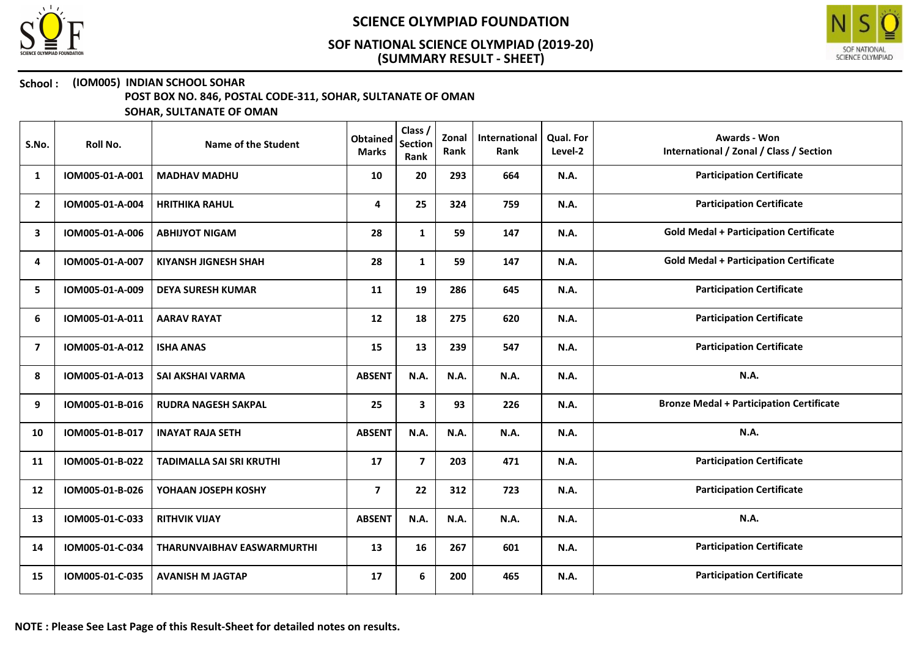# SCIENCE OLYMPIAD FOUNDATION

## SOF NATIONAL SCIENCE OLYMPIAD (2019-20)
## (SUMMARY RESULT - SHEET)

**School : (IOM005) INDIAN SCHOOL SOHAR**
**POST BOX NO. 846, POSTAL CODE-311, SOHAR, SULTANATE OF OMAN**
**SOHAR, SULTANATE OF OMAN**

| S.No. | Roll No. | Name of the Student | Obtained Marks | Class / Section Rank | Zonal Rank | International Rank | Qual. For Level-2 | Awards - Won International / Zonal / Class / Section |
|---|---|---|---|---|---|---|---|---|
| 1 | IOM005-01-A-001 | MADHAV MADHU | 10 | 20 | 293 | 664 | N.A. | Participation Certificate |
| 2 | IOM005-01-A-004 | HRITHIKA RAHUL | 4 | 25 | 324 | 759 | N.A. | Participation Certificate |
| 3 | IOM005-01-A-006 | ABHIJYOT NIGAM | 28 | 1 | 59 | 147 | N.A. | Gold Medal + Participation Certificate |
| 4 | IOM005-01-A-007 | KIYANSH JIGNESH SHAH | 28 | 1 | 59 | 147 | N.A. | Gold Medal + Participation Certificate |
| 5 | IOM005-01-A-009 | DEYA SURESH KUMAR | 11 | 19 | 286 | 645 | N.A. | Participation Certificate |
| 6 | IOM005-01-A-011 | AARAV RAYAT | 12 | 18 | 275 | 620 | N.A. | Participation Certificate |
| 7 | IOM005-01-A-012 | ISHA ANAS | 15 | 13 | 239 | 547 | N.A. | Participation Certificate |
| 8 | IOM005-01-A-013 | SAI AKSHAI VARMA | ABSENT | N.A. | N.A. | N.A. | N.A. | N.A. |
| 9 | IOM005-01-B-016 | RUDRA NAGESH SAKPAL | 25 | 3 | 93 | 226 | N.A. | Bronze Medal + Participation Certificate |
| 10 | IOM005-01-B-017 | INAYAT RAJA SETH | ABSENT | N.A. | N.A. | N.A. | N.A. | N.A. |
| 11 | IOM005-01-B-022 | TADIMALLA SAI SRI KRUTHI | 17 | 7 | 203 | 471 | N.A. | Participation Certificate |
| 12 | IOM005-01-B-026 | YOHAAN JOSEPH KOSHY | 7 | 22 | 312 | 723 | N.A. | Participation Certificate |
| 13 | IOM005-01-C-033 | RITHVIK VIJAY | ABSENT | N.A. | N.A. | N.A. | N.A. | N.A. |
| 14 | IOM005-01-C-034 | THARUNVAIBHAV EASWARMURTHI | 13 | 16 | 267 | 601 | N.A. | Participation Certificate |
| 15 | IOM005-01-C-035 | AVANISH M JAGTAP | 17 | 6 | 200 | 465 | N.A. | Participation Certificate |

**NOTE : Please See Last Page of this Result-Sheet for detailed notes on results.**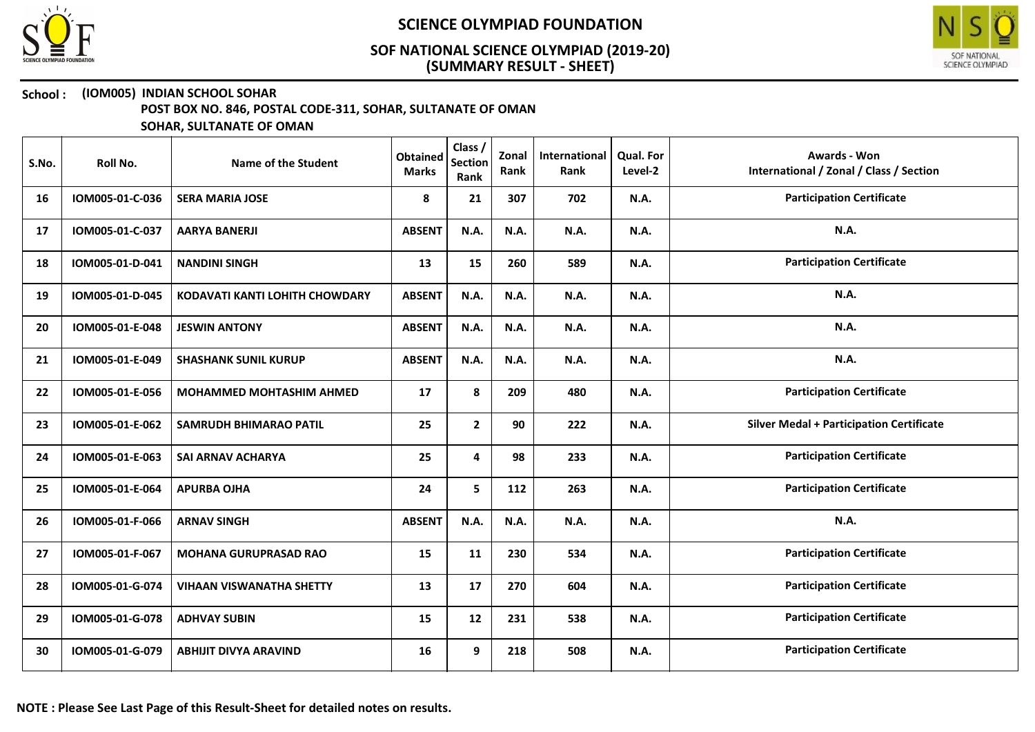# SCIENCE OLYMPIAD FOUNDATION

## SOF NATIONAL SCIENCE OLYMPIAD (2019-20)
## (SUMMARY RESULT - SHEET)

**School : (IOM005) INDIAN SCHOOL SOHAR**
**POST BOX NO. 846, POSTAL CODE-311, SOHAR, SULTANATE OF OMAN**
**SOHAR, SULTANATE OF OMAN**

| S.No. | Roll No. | Name of the Student | Obtained Marks | Class / Section Rank | Zonal Rank | International Rank | Qual. For Level-2 | Awards - Won International / Zonal / Class / Section |
|---|---|---|---|---|---|---|---|---|
| 16 | IOM005-01-C-036 | SERA MARIA JOSE | 8 | 21 | 307 | 702 | N.A. | Participation Certificate |
| 17 | IOM005-01-C-037 | AARYA BANERJI | ABSENT | N.A. | N.A. | N.A. | N.A. | N.A. |
| 18 | IOM005-01-D-041 | NANDINI SINGH | 13 | 15 | 260 | 589 | N.A. | Participation Certificate |
| 19 | IOM005-01-D-045 | KODAVATI KANTI LOHITH CHOWDARY | ABSENT | N.A. | N.A. | N.A. | N.A. | N.A. |
| 20 | IOM005-01-E-048 | JESWIN ANTONY | ABSENT | N.A. | N.A. | N.A. | N.A. | N.A. |
| 21 | IOM005-01-E-049 | SHASHANK SUNIL KURUP | ABSENT | N.A. | N.A. | N.A. | N.A. | N.A. |
| 22 | IOM005-01-E-056 | MOHAMMED MOHTASHIM AHMED | 17 | 8 | 209 | 480 | N.A. | Participation Certificate |
| 23 | IOM005-01-E-062 | SAMRUDH BHIMARAO PATIL | 25 | 2 | 90 | 222 | N.A. | Silver Medal + Participation Certificate |
| 24 | IOM005-01-E-063 | SAI ARNAV ACHARYA | 25 | 4 | 98 | 233 | N.A. | Participation Certificate |
| 25 | IOM005-01-E-064 | APURBA OJHA | 24 | 5 | 112 | 263 | N.A. | Participation Certificate |
| 26 | IOM005-01-F-066 | ARNAV SINGH | ABSENT | N.A. | N.A. | N.A. | N.A. | N.A. |
| 27 | IOM005-01-F-067 | MOHANA GURUPRASAD RAO | 15 | 11 | 230 | 534 | N.A. | Participation Certificate |
| 28 | IOM005-01-G-074 | VIHAAN VISWANATHA SHETTY | 13 | 17 | 270 | 604 | N.A. | Participation Certificate |
| 29 | IOM005-01-G-078 | ADHVAY SUBIN | 15 | 12 | 231 | 538 | N.A. | Participation Certificate |
| 30 | IOM005-01-G-079 | ABHIJIT DIVYA ARAVIND | 16 | 9 | 218 | 508 | N.A. | Participation Certificate |

**NOTE : Please See Last Page of this Result-Sheet for detailed notes on results.**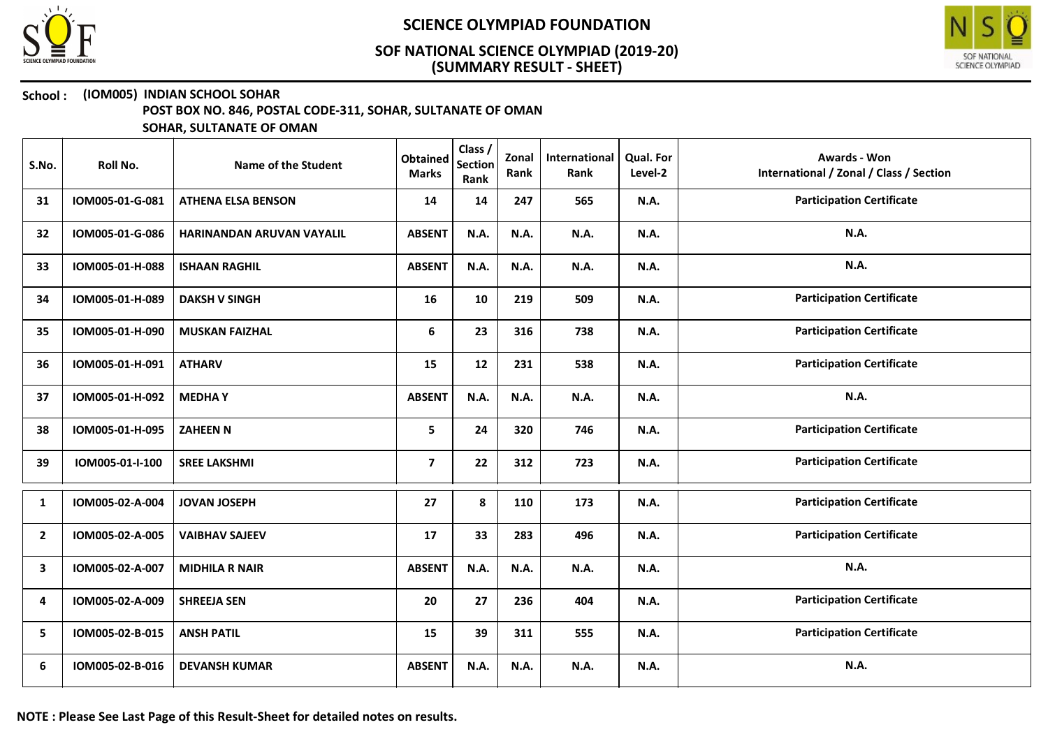# SCIENCE OLYMPIAD FOUNDATION

## SOF NATIONAL SCIENCE OLYMPIAD (2019-20)
## (SUMMARY RESULT - SHEET)

**School : (IOM005) INDIAN SCHOOL SOHAR**
**POST BOX NO. 846, POSTAL CODE-311, SOHAR, SULTANATE OF OMAN**
**SOHAR, SULTANATE OF OMAN**

| S.No. | Roll No. | Name of the Student | Obtained Marks | Class / Section Rank | Zonal Rank | International Rank | Qual. For Level-2 | Awards - Won International / Zonal / Class / Section |
|---|---|---|---|---|---|---|---|---|
| 31 | IOM005-01-G-081 | ATHENA ELSA BENSON | 14 | 14 | 247 | 565 | N.A. | Participation Certificate |
| 32 | IOM005-01-G-086 | HARINANDAN ARUVAN VAYALIL | ABSENT | N.A. | N.A. | N.A. | N.A. | N.A. |
| 33 | IOM005-01-H-088 | ISHAAN RAGHIL | ABSENT | N.A. | N.A. | N.A. | N.A. | N.A. |
| 34 | IOM005-01-H-089 | DAKSH V SINGH | 16 | 10 | 219 | 509 | N.A. | Participation Certificate |
| 35 | IOM005-01-H-090 | MUSKAN FAIZHAL | 6 | 23 | 316 | 738 | N.A. | Participation Certificate |
| 36 | IOM005-01-H-091 | ATHARV | 15 | 12 | 231 | 538 | N.A. | Participation Certificate |
| 37 | IOM005-01-H-092 | MEDHA Y | ABSENT | N.A. | N.A. | N.A. | N.A. | N.A. |
| 38 | IOM005-01-H-095 | ZAHEEN N | 5 | 24 | 320 | 746 | N.A. | Participation Certificate |
| 39 | IOM005-01-I-100 | SREE LAKSHMI | 7 | 22 | 312 | 723 | N.A. | Participation Certificate |
| 1 | IOM005-02-A-004 | JOVAN JOSEPH | 27 | 8 | 110 | 173 | N.A. | Participation Certificate |
| 2 | IOM005-02-A-005 | VAIBHAV SAJEEV | 17 | 33 | 283 | 496 | N.A. | Participation Certificate |
| 3 | IOM005-02-A-007 | MIDHILA R NAIR | ABSENT | N.A. | N.A. | N.A. | N.A. | N.A. |
| 4 | IOM005-02-A-009 | SHREEJA SEN | 20 | 27 | 236 | 404 | N.A. | Participation Certificate |
| 5 | IOM005-02-B-015 | ANSH PATIL | 15 | 39 | 311 | 555 | N.A. | Participation Certificate |
| 6 | IOM005-02-B-016 | DEVANSH KUMAR | ABSENT | N.A. | N.A. | N.A. | N.A. | N.A. |

**NOTE : Please See Last Page of this Result-Sheet for detailed notes on results.**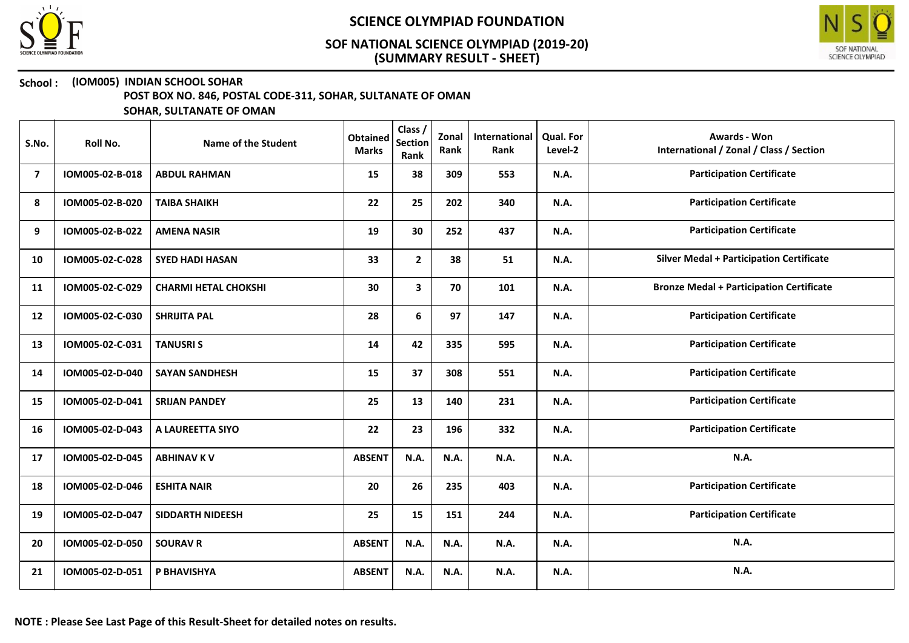# SCIENCE OLYMPIAD FOUNDATION

## SOF NATIONAL SCIENCE OLYMPIAD (2019-20)
## (SUMMARY RESULT - SHEET)

**School :** **(IOM005) INDIAN SCHOOL SOHAR**
**POST BOX NO. 846, POSTAL CODE-311, SOHAR, SULTANATE OF OMAN**
**SOHAR, SULTANATE OF OMAN**

| S.No. | Roll No. | Name of the Student | Obtained Marks | Class / Section Rank | Zonal Rank | International Rank | Qual. For Level-2 | Awards - Won International / Zonal / Class / Section |
|---|---|---|---|---|---|---|---|---|
| 7 | IOM005-02-B-018 | ABDUL RAHMAN | 15 | 38 | 309 | 553 | N.A. | Participation Certificate |
| 8 | IOM005-02-B-020 | TAIBA SHAIKH | 22 | 25 | 202 | 340 | N.A. | Participation Certificate |
| 9 | IOM005-02-B-022 | AMENA NASIR | 19 | 30 | 252 | 437 | N.A. | Participation Certificate |
| 10 | IOM005-02-C-028 | SYED HADI HASAN | 33 | 2 | 38 | 51 | N.A. | Silver Medal + Participation Certificate |
| 11 | IOM005-02-C-029 | CHARMI HETAL CHOKSHI | 30 | 3 | 70 | 101 | N.A. | Bronze Medal + Participation Certificate |
| 12 | IOM005-02-C-030 | SHRIJITA PAL | 28 | 6 | 97 | 147 | N.A. | Participation Certificate |
| 13 | IOM005-02-C-031 | TANUSRI S | 14 | 42 | 335 | 595 | N.A. | Participation Certificate |
| 14 | IOM005-02-D-040 | SAYAN SANDHESH | 15 | 37 | 308 | 551 | N.A. | Participation Certificate |
| 15 | IOM005-02-D-041 | SRIJAN PANDEY | 25 | 13 | 140 | 231 | N.A. | Participation Certificate |
| 16 | IOM005-02-D-043 | A LAUREETTA SIYO | 22 | 23 | 196 | 332 | N.A. | Participation Certificate |
| 17 | IOM005-02-D-045 | ABHINAV K V | ABSENT | N.A. | N.A. | N.A. | N.A. | N.A. |
| 18 | IOM005-02-D-046 | ESHITA NAIR | 20 | 26 | 235 | 403 | N.A. | Participation Certificate |
| 19 | IOM005-02-D-047 | SIDDARTH NIDEESH | 25 | 15 | 151 | 244 | N.A. | Participation Certificate |
| 20 | IOM005-02-D-050 | SOURAV R | ABSENT | N.A. | N.A. | N.A. | N.A. | N.A. |
| 21 | IOM005-02-D-051 | P BHAVISHYA | ABSENT | N.A. | N.A. | N.A. | N.A. | N.A. |

**NOTE : Please See Last Page of this Result-Sheet for detailed notes on results.**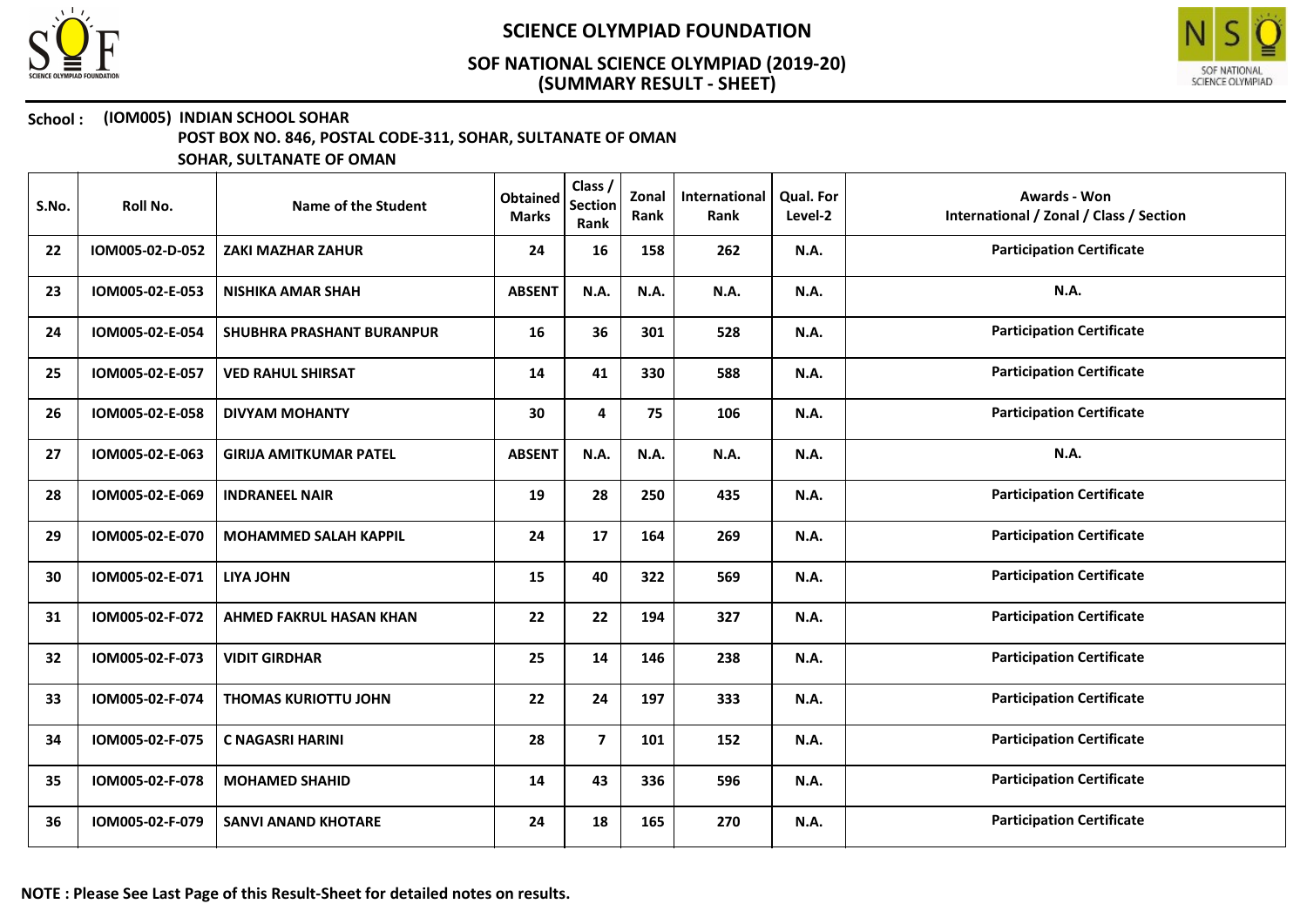# SCIENCE OLYMPIAD FOUNDATION

## SOF NATIONAL SCIENCE OLYMPIAD (2019-20)
## (SUMMARY RESULT - SHEET)

**School : (IOM005) INDIAN SCHOOL SOHAR**
**POST BOX NO. 846, POSTAL CODE-311, SOHAR, SULTANATE OF OMAN**
**SOHAR, SULTANATE OF OMAN**

| S.No. | Roll No. | Name of the Student | Obtained Marks | Class / Section Rank | Zonal Rank | International Rank | Qual. For Level-2 | Awards - Won International / Zonal / Class / Section |
|---|---|---|---|---|---|---|---|---|
| 22 | IOM005-02-D-052 | ZAKI MAZHAR ZAHUR | 24 | 16 | 158 | 262 | N.A. | Participation Certificate |
| 23 | IOM005-02-E-053 | NISHIKA AMAR SHAH | ABSENT | N.A. | N.A. | N.A. | N.A. | N.A. |
| 24 | IOM005-02-E-054 | SHUBHRA PRASHANT BURANPUR | 16 | 36 | 301 | 528 | N.A. | Participation Certificate |
| 25 | IOM005-02-E-057 | VED RAHUL SHIRSAT | 14 | 41 | 330 | 588 | N.A. | Participation Certificate |
| 26 | IOM005-02-E-058 | DIVYAM MOHANTY | 30 | 4 | 75 | 106 | N.A. | Participation Certificate |
| 27 | IOM005-02-E-063 | GIRIJA AMITKUMAR PATEL | ABSENT | N.A. | N.A. | N.A. | N.A. | N.A. |
| 28 | IOM005-02-E-069 | INDRANEEL NAIR | 19 | 28 | 250 | 435 | N.A. | Participation Certificate |
| 29 | IOM005-02-E-070 | MOHAMMED SALAH KAPPIL | 24 | 17 | 164 | 269 | N.A. | Participation Certificate |
| 30 | IOM005-02-E-071 | LIYA JOHN | 15 | 40 | 322 | 569 | N.A. | Participation Certificate |
| 31 | IOM005-02-F-072 | AHMED FAKRUL HASAN KHAN | 22 | 22 | 194 | 327 | N.A. | Participation Certificate |
| 32 | IOM005-02-F-073 | VIDIT GIRDHAR | 25 | 14 | 146 | 238 | N.A. | Participation Certificate |
| 33 | IOM005-02-F-074 | THOMAS KURIOTTU JOHN | 22 | 24 | 197 | 333 | N.A. | Participation Certificate |
| 34 | IOM005-02-F-075 | C NAGASRI HARINI | 28 | 7 | 101 | 152 | N.A. | Participation Certificate |
| 35 | IOM005-02-F-078 | MOHAMED SHAHID | 14 | 43 | 336 | 596 | N.A. | Participation Certificate |
| 36 | IOM005-02-F-079 | SANVI ANAND KHOTARE | 24 | 18 | 165 | 270 | N.A. | Participation Certificate |

**NOTE : Please See Last Page of this Result-Sheet for detailed notes on results.**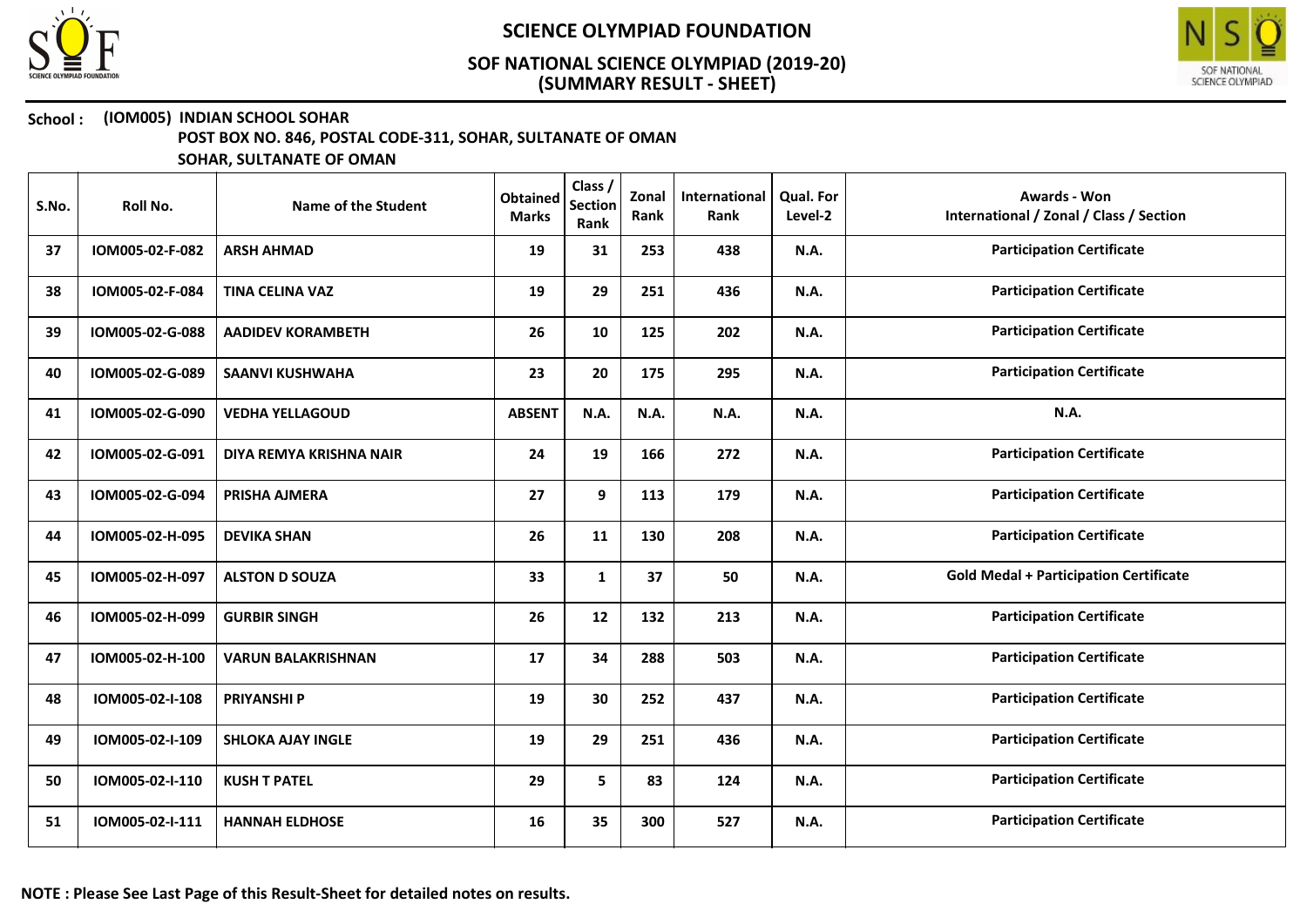# SCIENCE OLYMPIAD FOUNDATION

## SOF NATIONAL SCIENCE OLYMPIAD (2019-20)
## (SUMMARY RESULT - SHEET)

**School : (IOM005) INDIAN SCHOOL SOHAR**
**POST BOX NO. 846, POSTAL CODE-311, SOHAR, SULTANATE OF OMAN**
**SOHAR, SULTANATE OF OMAN**

| S.No. | Roll No. | Name of the Student | Obtained Marks | Class / Section Rank | Zonal Rank | International Rank | Qual. For Level-2 | Awards - Won International / Zonal / Class / Section |
|---|---|---|---|---|---|---|---|---|
| 37 | IOM005-02-F-082 | ARSH AHMAD | 19 | 31 | 253 | 438 | N.A. | Participation Certificate |
| 38 | IOM005-02-F-084 | TINA CELINA VAZ | 19 | 29 | 251 | 436 | N.A. | Participation Certificate |
| 39 | IOM005-02-G-088 | AADIDEV KORAMBETH | 26 | 10 | 125 | 202 | N.A. | Participation Certificate |
| 40 | IOM005-02-G-089 | SAANVI KUSHWAHA | 23 | 20 | 175 | 295 | N.A. | Participation Certificate |
| 41 | IOM005-02-G-090 | VEDHA YELLAGOUD | ABSENT | N.A. | N.A. | N.A. | N.A. | N.A. |
| 42 | IOM005-02-G-091 | DIYA REMYA KRISHNA NAIR | 24 | 19 | 166 | 272 | N.A. | Participation Certificate |
| 43 | IOM005-02-G-094 | PRISHA AJMERA | 27 | 9 | 113 | 179 | N.A. | Participation Certificate |
| 44 | IOM005-02-H-095 | DEVIKA SHAN | 26 | 11 | 130 | 208 | N.A. | Participation Certificate |
| 45 | IOM005-02-H-097 | ALSTON D SOUZA | 33 | 1 | 37 | 50 | N.A. | Gold Medal + Participation Certificate |
| 46 | IOM005-02-H-099 | GURBIR SINGH | 26 | 12 | 132 | 213 | N.A. | Participation Certificate |
| 47 | IOM005-02-H-100 | VARUN BALAKRISHNAN | 17 | 34 | 288 | 503 | N.A. | Participation Certificate |
| 48 | IOM005-02-I-108 | PRIYANSHI P | 19 | 30 | 252 | 437 | N.A. | Participation Certificate |
| 49 | IOM005-02-I-109 | SHLOKA AJAY INGLE | 19 | 29 | 251 | 436 | N.A. | Participation Certificate |
| 50 | IOM005-02-I-110 | KUSH T PATEL | 29 | 5 | 83 | 124 | N.A. | Participation Certificate |
| 51 | IOM005-02-I-111 | HANNAH ELDHOSE | 16 | 35 | 300 | 527 | N.A. | Participation Certificate |

**NOTE : Please See Last Page of this Result-Sheet for detailed notes on results.**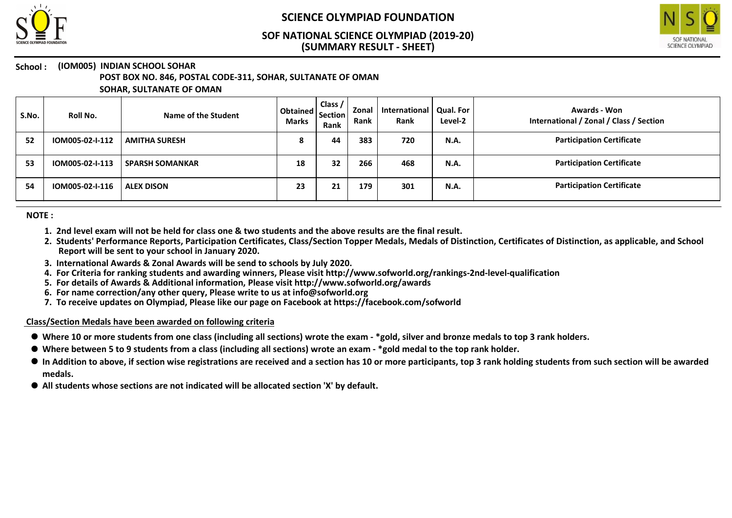# SCIENCE OLYMPIAD FOUNDATION

## SOF NATIONAL SCIENCE OLYMPIAD (2019-20)
## (SUMMARY RESULT - SHEET)

**School : (IOM005) INDIAN SCHOOL SOHAR**
**POST BOX NO. 846, POSTAL CODE-311, SOHAR, SULTANATE OF OMAN**
**SOHAR, SULTANATE OF OMAN**

| S.No. | Roll No. | Name of the Student | Obtained Marks | Class / Section Rank | Zonal Rank | International Rank | Qual. For Level-2 | Awards - Won International / Zonal / Class / Section |
|---|---|---|---|---|---|---|---|---|
| 52 | IOM005-02-I-112 | AMITHA SURESH | 8 | 44 | 383 | 720 | N.A. | Participation Certificate |
| 53 | IOM005-02-I-113 | SPARSH SOMANKAR | 18 | 32 | 266 | 468 | N.A. | Participation Certificate |
| 54 | IOM005-02-I-116 | ALEX DISON | 23 | 21 | 179 | 301 | N.A. | Participation Certificate |

**NOTE :**

1. 2nd level exam will not be held for class one & two students and the above results are the final result.
2. Students' Performance Reports, Participation Certificates, Class/Section Topper Medals, Medals of Distinction, Certificates of Distinction, as applicable, and School Report will be sent to your school in January 2020.
3. International Awards & Zonal Awards will be send to schools by July 2020.
4. For Criteria for ranking students and awarding winners, Please visit http://www.sofworld.org/rankings-2nd-level-qualification
5. For details of Awards & Additional information, Please visit http://www.sofworld.org/awards
6. For name correction/any other query, Please write to us at info@sofworld.org
7. To receive updates on Olympiad, Please like our page on Facebook at https://facebook.com/sofworld

**Class/Section Medals have been awarded on following criteria**

- Where 10 or more students from one class (including all sections) wrote the exam - *gold, silver and bronze medals to top 3 rank holders.
- Where between 5 to 9 students from a class (including all sections) wrote an exam - *gold medal to the top rank holder.
- In Addition to above, if section wise registrations are received and a section has 10 or more participants, top 3 rank holding students from such section will be awarded medals.
- All students whose sections are not indicated will be allocated section 'X' by default.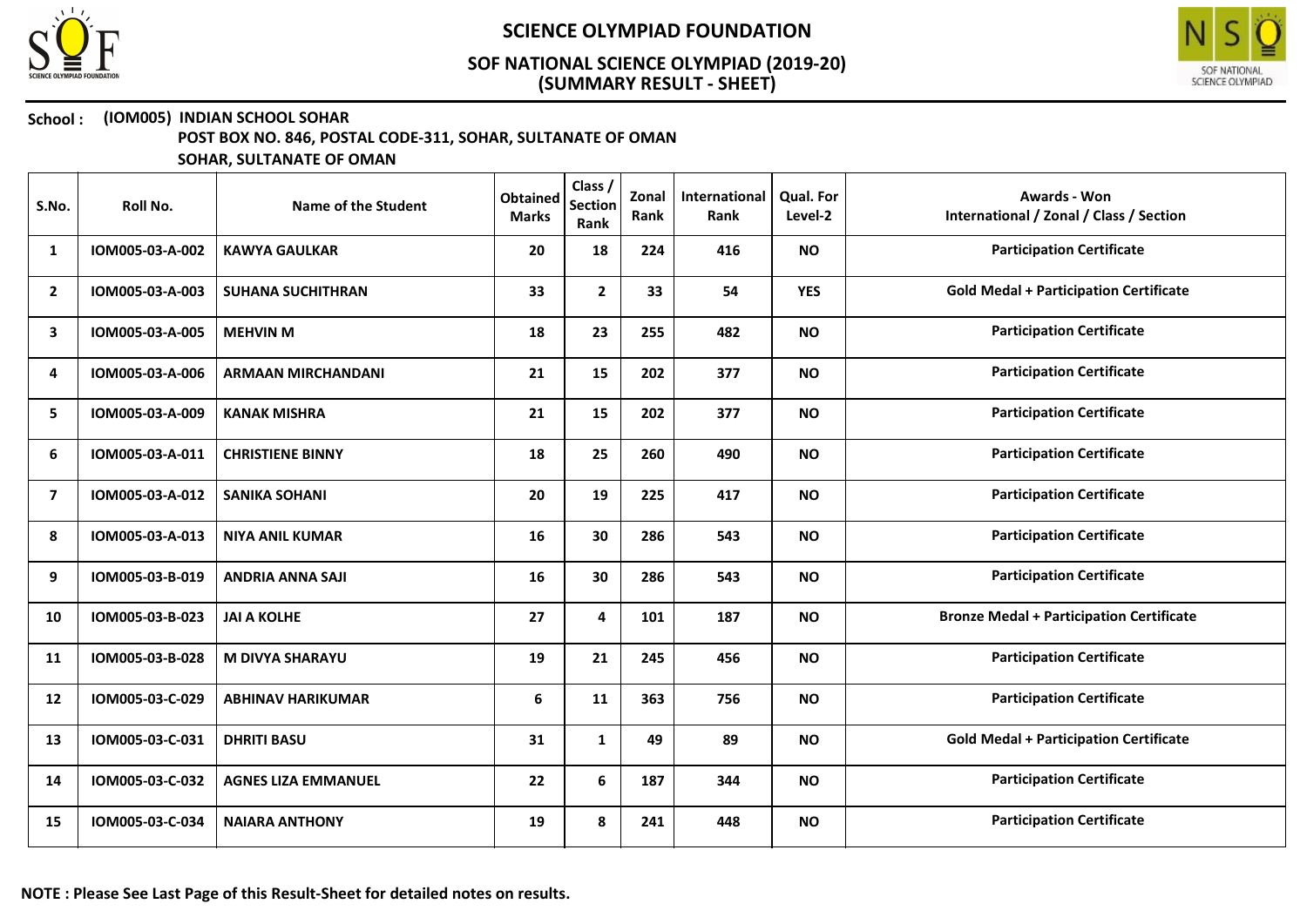# SCIENCE OLYMPIAD FOUNDATION

## SOF NATIONAL SCIENCE OLYMPIAD (2019-20)
## (SUMMARY RESULT - SHEET)

**School : (IOM005) INDIAN SCHOOL SOHAR**
**POST BOX NO. 846, POSTAL CODE-311, SOHAR, SULTANATE OF OMAN**
**SOHAR, SULTANATE OF OMAN**

| S.No. | Roll No. | Name of the Student | Obtained Marks | Class / Section Rank | Zonal Rank | International Rank | Qual. For Level-2 | Awards - Won International / Zonal / Class / Section |
|---|---|---|---|---|---|---|---|---|
| 1 | IOM005-03-A-002 | KAWYA GAULKAR | 20 | 18 | 224 | 416 | NO | Participation Certificate |
| 2 | IOM005-03-A-003 | SUHANA SUCHITHRAN | 33 | 2 | 33 | 54 | YES | Gold Medal + Participation Certificate |
| 3 | IOM005-03-A-005 | MEHVIN M | 18 | 23 | 255 | 482 | NO | Participation Certificate |
| 4 | IOM005-03-A-006 | ARMAAN MIRCHANDANI | 21 | 15 | 202 | 377 | NO | Participation Certificate |
| 5 | IOM005-03-A-009 | KANAK MISHRA | 21 | 15 | 202 | 377 | NO | Participation Certificate |
| 6 | IOM005-03-A-011 | CHRISTIENE BINNY | 18 | 25 | 260 | 490 | NO | Participation Certificate |
| 7 | IOM005-03-A-012 | SANIKA SOHANI | 20 | 19 | 225 | 417 | NO | Participation Certificate |
| 8 | IOM005-03-A-013 | NIYA ANIL KUMAR | 16 | 30 | 286 | 543 | NO | Participation Certificate |
| 9 | IOM005-03-B-019 | ANDRIA ANNA SAJI | 16 | 30 | 286 | 543 | NO | Participation Certificate |
| 10 | IOM005-03-B-023 | JAI A KOLHE | 27 | 4 | 101 | 187 | NO | Bronze Medal + Participation Certificate |
| 11 | IOM005-03-B-028 | M DIVYA SHARAYU | 19 | 21 | 245 | 456 | NO | Participation Certificate |
| 12 | IOM005-03-C-029 | ABHINAV HARIKUMAR | 6 | 11 | 363 | 756 | NO | Participation Certificate |
| 13 | IOM005-03-C-031 | DHRITI BASU | 31 | 1 | 49 | 89 | NO | Gold Medal + Participation Certificate |
| 14 | IOM005-03-C-032 | AGNES LIZA EMMANUEL | 22 | 6 | 187 | 344 | NO | Participation Certificate |
| 15 | IOM005-03-C-034 | NAIARA ANTHONY | 19 | 8 | 241 | 448 | NO | Participation Certificate |

**NOTE : Please See Last Page of this Result-Sheet for detailed notes on results.**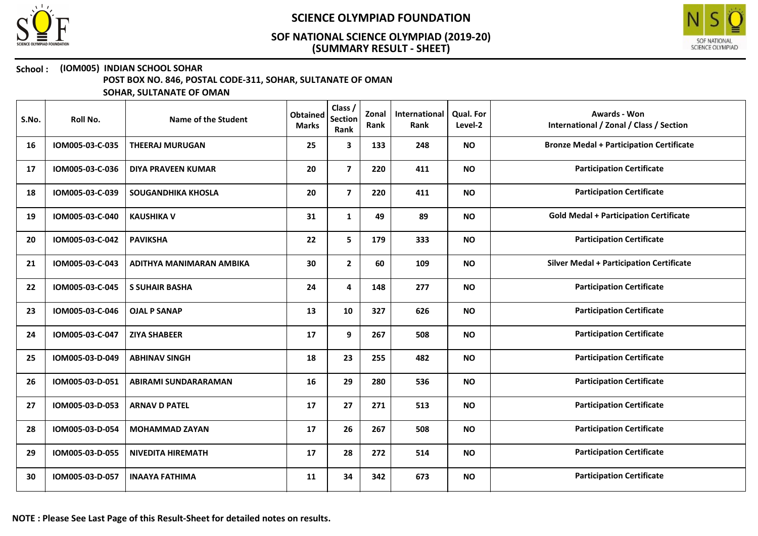# SCIENCE OLYMPIAD FOUNDATION

## SOF NATIONAL SCIENCE OLYMPIAD (2019-20)
## (SUMMARY RESULT - SHEET)

**School : (IOM005) INDIAN SCHOOL SOHAR**
**POST BOX NO. 846, POSTAL CODE-311, SOHAR, SULTANATE OF OMAN**
**SOHAR, SULTANATE OF OMAN**

| S.No. | Roll No. | Name of the Student | Obtained Marks | Class / Section Rank | Zonal Rank | International Rank | Qual. For Level-2 | Awards - Won International / Zonal / Class / Section |
|---|---|---|---|---|---|---|---|---|
| 16 | IOM005-03-C-035 | THEERAJ MURUGAN | 25 | 3 | 133 | 248 | NO | Bronze Medal + Participation Certificate |
| 17 | IOM005-03-C-036 | DIYA PRAVEEN KUMAR | 20 | 7 | 220 | 411 | NO | Participation Certificate |
| 18 | IOM005-03-C-039 | SOUGANDHIKA KHOSLA | 20 | 7 | 220 | 411 | NO | Participation Certificate |
| 19 | IOM005-03-C-040 | KAUSHIKA V | 31 | 1 | 49 | 89 | NO | Gold Medal + Participation Certificate |
| 20 | IOM005-03-C-042 | PAVIKSHA | 22 | 5 | 179 | 333 | NO | Participation Certificate |
| 21 | IOM005-03-C-043 | ADITHYA MANIMARAN AMBIKA | 30 | 2 | 60 | 109 | NO | Silver Medal + Participation Certificate |
| 22 | IOM005-03-C-045 | S SUHAIR BASHA | 24 | 4 | 148 | 277 | NO | Participation Certificate |
| 23 | IOM005-03-C-046 | OJAL P SANAP | 13 | 10 | 327 | 626 | NO | Participation Certificate |
| 24 | IOM005-03-C-047 | ZIYA SHABEER | 17 | 9 | 267 | 508 | NO | Participation Certificate |
| 25 | IOM005-03-D-049 | ABHINAV SINGH | 18 | 23 | 255 | 482 | NO | Participation Certificate |
| 26 | IOM005-03-D-051 | ABIRAMI SUNDARARAMAN | 16 | 29 | 280 | 536 | NO | Participation Certificate |
| 27 | IOM005-03-D-053 | ARNAV D PATEL | 17 | 27 | 271 | 513 | NO | Participation Certificate |
| 28 | IOM005-03-D-054 | MOHAMMAD ZAYAN | 17 | 26 | 267 | 508 | NO | Participation Certificate |
| 29 | IOM005-03-D-055 | NIVEDITA HIREMATH | 17 | 28 | 272 | 514 | NO | Participation Certificate |
| 30 | IOM005-03-D-057 | INAAYA FATHIMA | 11 | 34 | 342 | 673 | NO | Participation Certificate |

**NOTE : Please See Last Page of this Result-Sheet for detailed notes on results.**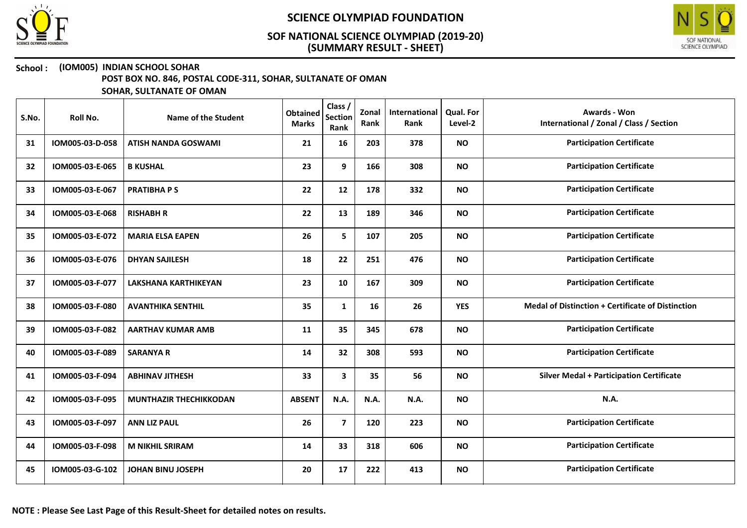# SCIENCE OLYMPIAD FOUNDATION

## SOF NATIONAL SCIENCE OLYMPIAD (2019-20)
## (SUMMARY RESULT - SHEET)

**School : (IOM005) INDIAN SCHOOL SOHAR**
**POST BOX NO. 846, POSTAL CODE-311, SOHAR, SULTANATE OF OMAN**
**SOHAR, SULTANATE OF OMAN**

| S.No. | Roll No. | Name of the Student | Obtained Marks | Class / Section Rank | Zonal Rank | International Rank | Qual. For Level-2 | Awards - Won International / Zonal / Class / Section |
|---|---|---|---|---|---|---|---|---|
| 31 | IOM005-03-D-058 | ATISH NANDA GOSWAMI | 21 | 16 | 203 | 378 | NO | Participation Certificate |
| 32 | IOM005-03-E-065 | B KUSHAL | 23 | 9 | 166 | 308 | NO | Participation Certificate |
| 33 | IOM005-03-E-067 | PRATIBHA P S | 22 | 12 | 178 | 332 | NO | Participation Certificate |
| 34 | IOM005-03-E-068 | RISHABH R | 22 | 13 | 189 | 346 | NO | Participation Certificate |
| 35 | IOM005-03-E-072 | MARIA ELSA EAPEN | 26 | 5 | 107 | 205 | NO | Participation Certificate |
| 36 | IOM005-03-E-076 | DHYAN SAJILESH | 18 | 22 | 251 | 476 | NO | Participation Certificate |
| 37 | IOM005-03-F-077 | LAKSHANA KARTHIKEYAN | 23 | 10 | 167 | 309 | NO | Participation Certificate |
| 38 | IOM005-03-F-080 | AVANTHIKA SENTHIL | 35 | 1 | 16 | 26 | YES | Medal of Distinction + Certificate of Distinction |
| 39 | IOM005-03-F-082 | AARTHAV KUMAR AMB | 11 | 35 | 345 | 678 | NO | Participation Certificate |
| 40 | IOM005-03-F-089 | SARANYA R | 14 | 32 | 308 | 593 | NO | Participation Certificate |
| 41 | IOM005-03-F-094 | ABHINAV JITHESH | 33 | 3 | 35 | 56 | NO | Silver Medal + Participation Certificate |
| 42 | IOM005-03-F-095 | MUNTHAZIR THECHIKKODAN | ABSENT | N.A. | N.A. | N.A. | NO | N.A. |
| 43 | IOM005-03-F-097 | ANN LIZ PAUL | 26 | 7 | 120 | 223 | NO | Participation Certificate |
| 44 | IOM005-03-F-098 | M NIKHIL SRIRAM | 14 | 33 | 318 | 606 | NO | Participation Certificate |
| 45 | IOM005-03-G-102 | JOHAN BINU JOSEPH | 20 | 17 | 222 | 413 | NO | Participation Certificate |

**NOTE : Please See Last Page of this Result-Sheet for detailed notes on results.**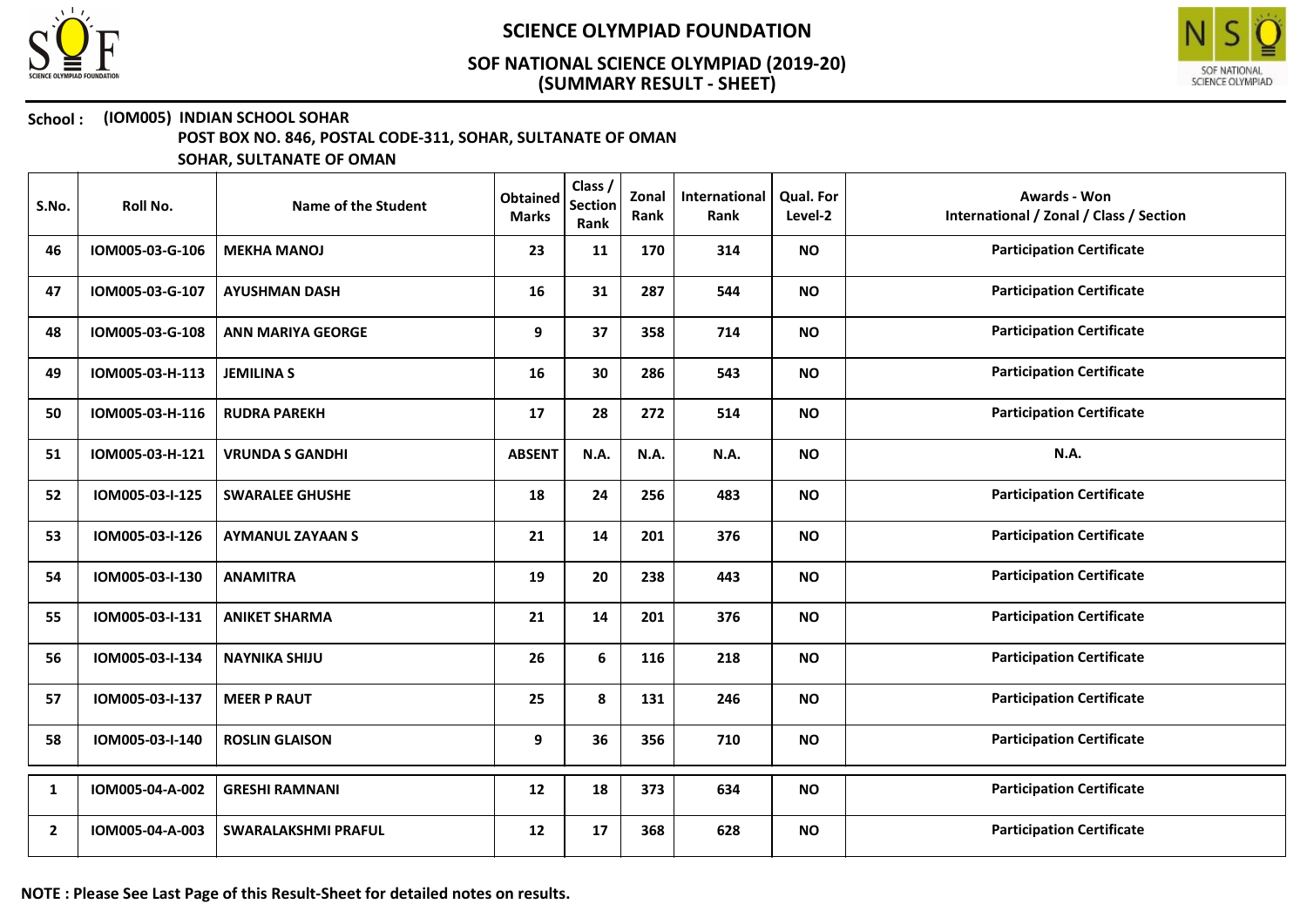# SCIENCE OLYMPIAD FOUNDATION

## SOF NATIONAL SCIENCE OLYMPIAD (2019-20)
## (SUMMARY RESULT - SHEET)

**School : (IOM005) INDIAN SCHOOL SOHAR**
**POST BOX NO. 846, POSTAL CODE-311, SOHAR, SULTANATE OF OMAN**
**SOHAR, SULTANATE OF OMAN**

| S.No. | Roll No. | Name of the Student | Obtained Marks | Class / Section Rank | Zonal Rank | International Rank | Qual. For Level-2 | Awards - Won International / Zonal / Class / Section |
|---|---|---|---|---|---|---|---|---|
| 46 | IOM005-03-G-106 | MEKHA MANOJ | 23 | 11 | 170 | 314 | NO | Participation Certificate |
| 47 | IOM005-03-G-107 | AYUSHMAN DASH | 16 | 31 | 287 | 544 | NO | Participation Certificate |
| 48 | IOM005-03-G-108 | ANN MARIYA GEORGE | 9 | 37 | 358 | 714 | NO | Participation Certificate |
| 49 | IOM005-03-H-113 | JEMILINA S | 16 | 30 | 286 | 543 | NO | Participation Certificate |
| 50 | IOM005-03-H-116 | RUDRA PAREKH | 17 | 28 | 272 | 514 | NO | Participation Certificate |
| 51 | IOM005-03-H-121 | VRUNDA S GANDHI | ABSENT | N.A. | N.A. | N.A. | NO | N.A. |
| 52 | IOM005-03-I-125 | SWARALEE GHUSHE | 18 | 24 | 256 | 483 | NO | Participation Certificate |
| 53 | IOM005-03-I-126 | AYMANUL ZAYAAN S | 21 | 14 | 201 | 376 | NO | Participation Certificate |
| 54 | IOM005-03-I-130 | ANAMITRA | 19 | 20 | 238 | 443 | NO | Participation Certificate |
| 55 | IOM005-03-I-131 | ANIKET SHARMA | 21 | 14 | 201 | 376 | NO | Participation Certificate |
| 56 | IOM005-03-I-134 | NAYNIKA SHIJU | 26 | 6 | 116 | 218 | NO | Participation Certificate |
| 57 | IOM005-03-I-137 | MEER P RAUT | 25 | 8 | 131 | 246 | NO | Participation Certificate |
| 58 | IOM005-03-I-140 | ROSLIN GLAISON | 9 | 36 | 356 | 710 | NO | Participation Certificate |
| 1 | IOM005-04-A-002 | GRESHI RAMNANI | 12 | 18 | 373 | 634 | NO | Participation Certificate |
| 2 | IOM005-04-A-003 | SWARALAKSHMI PRAFUL | 12 | 17 | 368 | 628 | NO | Participation Certificate |

**NOTE : Please See Last Page of this Result-Sheet for detailed notes on results.**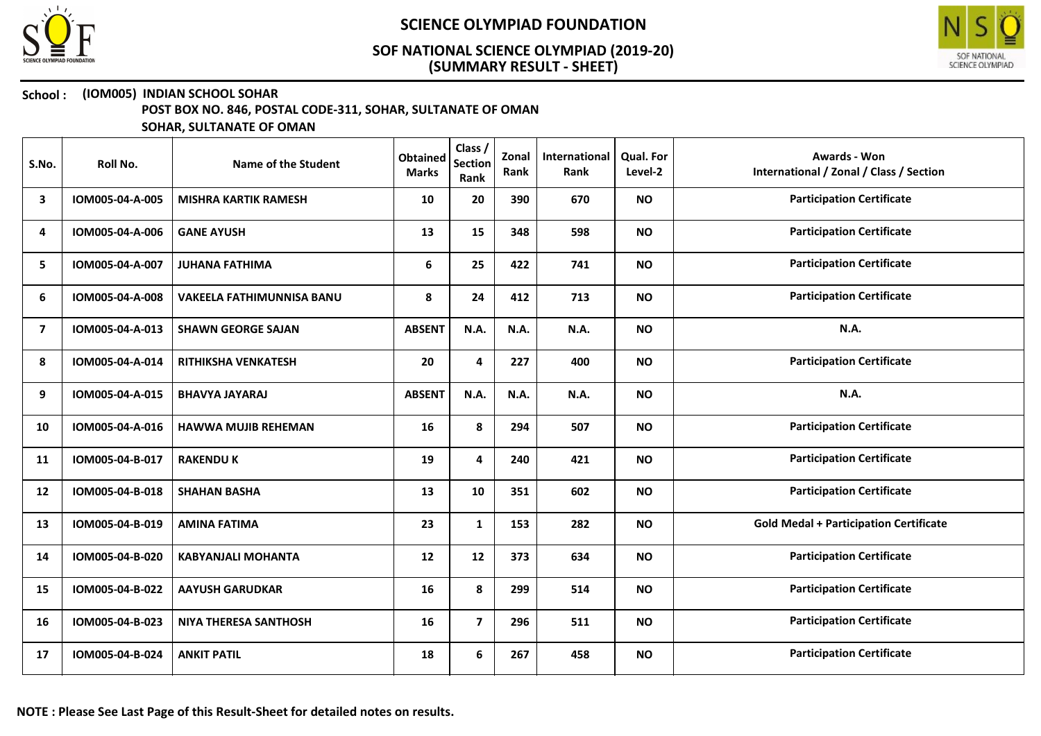# SCIENCE OLYMPIAD FOUNDATION

## SOF NATIONAL SCIENCE OLYMPIAD (2019-20)
## (SUMMARY RESULT - SHEET)

**School : (IOM005) INDIAN SCHOOL SOHAR**
**POST BOX NO. 846, POSTAL CODE-311, SOHAR, SULTANATE OF OMAN**
**SOHAR, SULTANATE OF OMAN**

| S.No. | Roll No. | Name of the Student | Obtained Marks | Class / Section Rank | Zonal Rank | International Rank | Qual. For Level-2 | Awards - Won International / Zonal / Class / Section |
|---|---|---|---|---|---|---|---|---|
| 3 | IOM005-04-A-005 | MISHRA KARTIK RAMESH | 10 | 20 | 390 | 670 | NO | Participation Certificate |
| 4 | IOM005-04-A-006 | GANE AYUSH | 13 | 15 | 348 | 598 | NO | Participation Certificate |
| 5 | IOM005-04-A-007 | JUHANA FATHIMA | 6 | 25 | 422 | 741 | NO | Participation Certificate |
| 6 | IOM005-04-A-008 | VAKEELA FATHIMUNNISA BANU | 8 | 24 | 412 | 713 | NO | Participation Certificate |
| 7 | IOM005-04-A-013 | SHAWN GEORGE SAJAN | ABSENT | N.A. | N.A. | N.A. | NO | N.A. |
| 8 | IOM005-04-A-014 | RITHIKSHA VENKATESH | 20 | 4 | 227 | 400 | NO | Participation Certificate |
| 9 | IOM005-04-A-015 | BHAVYA JAYARAJ | ABSENT | N.A. | N.A. | N.A. | NO | N.A. |
| 10 | IOM005-04-A-016 | HAWWA MUJIB REHEMAN | 16 | 8 | 294 | 507 | NO | Participation Certificate |
| 11 | IOM005-04-B-017 | RAKENDU K | 19 | 4 | 240 | 421 | NO | Participation Certificate |
| 12 | IOM005-04-B-018 | SHAHAN BASHA | 13 | 10 | 351 | 602 | NO | Participation Certificate |
| 13 | IOM005-04-B-019 | AMINA FATIMA | 23 | 1 | 153 | 282 | NO | Gold Medal + Participation Certificate |
| 14 | IOM005-04-B-020 | KABYANJALI MOHANTA | 12 | 12 | 373 | 634 | NO | Participation Certificate |
| 15 | IOM005-04-B-022 | AAYUSH GARUDKAR | 16 | 8 | 299 | 514 | NO | Participation Certificate |
| 16 | IOM005-04-B-023 | NIYA THERESA SANTHOSH | 16 | 7 | 296 | 511 | NO | Participation Certificate |
| 17 | IOM005-04-B-024 | ANKIT PATIL | 18 | 6 | 267 | 458 | NO | Participation Certificate |

**NOTE : Please See Last Page of this Result-Sheet for detailed notes on results.**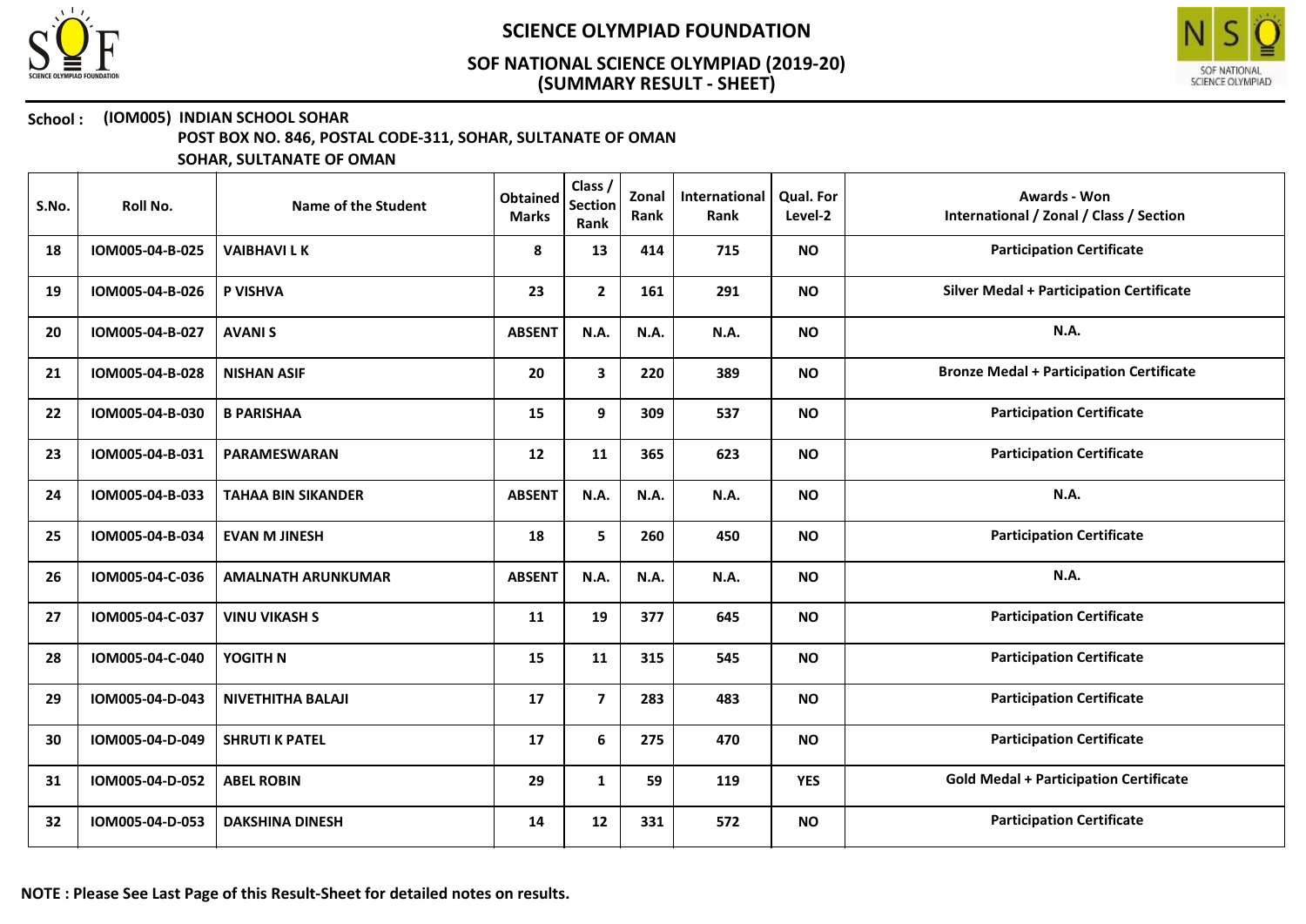# SCIENCE OLYMPIAD FOUNDATION

## SOF NATIONAL SCIENCE OLYMPIAD (2019-20)
## (SUMMARY RESULT - SHEET)

**School : (IOM005) INDIAN SCHOOL SOHAR**
**POST BOX NO. 846, POSTAL CODE-311, SOHAR, SULTANATE OF OMAN**
**SOHAR, SULTANATE OF OMAN**

| S.No. | Roll No. | Name of the Student | Obtained Marks | Class / Section Rank | Zonal Rank | International Rank | Qual. For Level-2 | Awards - Won International / Zonal / Class / Section |
|---|---|---|---|---|---|---|---|---|
| 18 | IOM005-04-B-025 | VAIBHAVI L K | 8 | 13 | 414 | 715 | NO | Participation Certificate |
| 19 | IOM005-04-B-026 | P VISHVA | 23 | 2 | 161 | 291 | NO | Silver Medal + Participation Certificate |
| 20 | IOM005-04-B-027 | AVANI S | ABSENT | N.A. | N.A. | N.A. | NO | N.A. |
| 21 | IOM005-04-B-028 | NISHAN ASIF | 20 | 3 | 220 | 389 | NO | Bronze Medal + Participation Certificate |
| 22 | IOM005-04-B-030 | B PARISHAA | 15 | 9 | 309 | 537 | NO | Participation Certificate |
| 23 | IOM005-04-B-031 | PARAMESWARAN | 12 | 11 | 365 | 623 | NO | Participation Certificate |
| 24 | IOM005-04-B-033 | TAHAA BIN SIKANDER | ABSENT | N.A. | N.A. | N.A. | NO | N.A. |
| 25 | IOM005-04-B-034 | EVAN M JINESH | 18 | 5 | 260 | 450 | NO | Participation Certificate |
| 26 | IOM005-04-C-036 | AMALNATH ARUNKUMAR | ABSENT | N.A. | N.A. | N.A. | NO | N.A. |
| 27 | IOM005-04-C-037 | VINU VIKASH S | 11 | 19 | 377 | 645 | NO | Participation Certificate |
| 28 | IOM005-04-C-040 | YOGITH N | 15 | 11 | 315 | 545 | NO | Participation Certificate |
| 29 | IOM005-04-D-043 | NIVETHITHA BALAJI | 17 | 7 | 283 | 483 | NO | Participation Certificate |
| 30 | IOM005-04-D-049 | SHRUTI K PATEL | 17 | 6 | 275 | 470 | NO | Participation Certificate |
| 31 | IOM005-04-D-052 | ABEL ROBIN | 29 | 1 | 59 | 119 | YES | Gold Medal + Participation Certificate |
| 32 | IOM005-04-D-053 | DAKSHINA DINESH | 14 | 12 | 331 | 572 | NO | Participation Certificate |

**NOTE : Please See Last Page of this Result-Sheet for detailed notes on results.**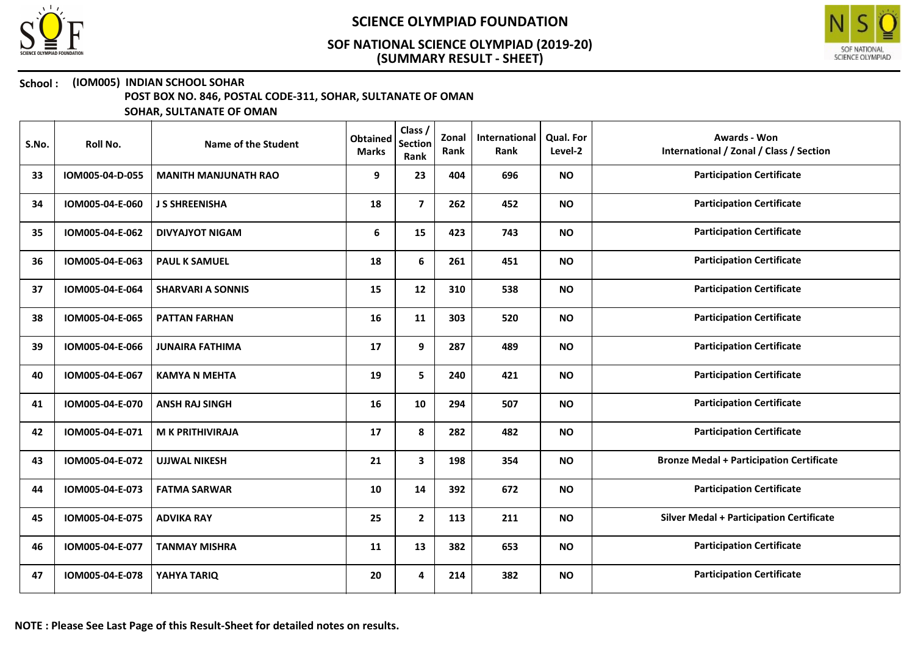# SCIENCE OLYMPIAD FOUNDATION

## SOF NATIONAL SCIENCE OLYMPIAD (2019-20)
## (SUMMARY RESULT - SHEET)

**School : (IOM005) INDIAN SCHOOL SOHAR**
**POST BOX NO. 846, POSTAL CODE-311, SOHAR, SULTANATE OF OMAN**
**SOHAR, SULTANATE OF OMAN**

| S.No. | Roll No. | Name of the Student | Obtained Marks | Class / Section Rank | Zonal Rank | International Rank | Qual. For Level-2 | Awards - Won International / Zonal / Class / Section |
|---|---|---|---|---|---|---|---|---|
| 33 | IOM005-04-D-055 | MANITH MANJUNATH RAO | 9 | 23 | 404 | 696 | NO | Participation Certificate |
| 34 | IOM005-04-E-060 | J S SHREENISHA | 18 | 7 | 262 | 452 | NO | Participation Certificate |
| 35 | IOM005-04-E-062 | DIVYAJYOT NIGAM | 6 | 15 | 423 | 743 | NO | Participation Certificate |
| 36 | IOM005-04-E-063 | PAUL K SAMUEL | 18 | 6 | 261 | 451 | NO | Participation Certificate |
| 37 | IOM005-04-E-064 | SHARVARI A SONNIS | 15 | 12 | 310 | 538 | NO | Participation Certificate |
| 38 | IOM005-04-E-065 | PATTAN FARHAN | 16 | 11 | 303 | 520 | NO | Participation Certificate |
| 39 | IOM005-04-E-066 | JUNAIRA FATHIMA | 17 | 9 | 287 | 489 | NO | Participation Certificate |
| 40 | IOM005-04-E-067 | KAMYA N MEHTA | 19 | 5 | 240 | 421 | NO | Participation Certificate |
| 41 | IOM005-04-E-070 | ANSH RAJ SINGH | 16 | 10 | 294 | 507 | NO | Participation Certificate |
| 42 | IOM005-04-E-071 | M K PRITHIVIRAJA | 17 | 8 | 282 | 482 | NO | Participation Certificate |
| 43 | IOM005-04-E-072 | UJJWAL NIKESH | 21 | 3 | 198 | 354 | NO | Bronze Medal + Participation Certificate |
| 44 | IOM005-04-E-073 | FATMA SARWAR | 10 | 14 | 392 | 672 | NO | Participation Certificate |
| 45 | IOM005-04-E-075 | ADVIKA RAY | 25 | 2 | 113 | 211 | NO | Silver Medal + Participation Certificate |
| 46 | IOM005-04-E-077 | TANMAY MISHRA | 11 | 13 | 382 | 653 | NO | Participation Certificate |
| 47 | IOM005-04-E-078 | YAHYA TARIQ | 20 | 4 | 214 | 382 | NO | Participation Certificate |

**NOTE : Please See Last Page of this Result-Sheet for detailed notes on results.**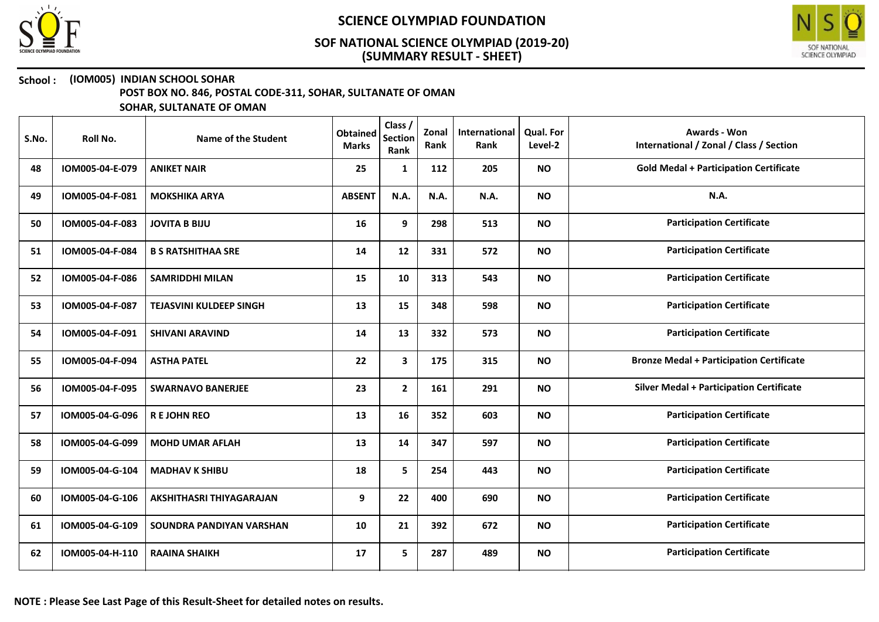# SCIENCE OLYMPIAD FOUNDATION

## SOF NATIONAL SCIENCE OLYMPIAD (2019-20)
## (SUMMARY RESULT - SHEET)

**School : (IOM005) INDIAN SCHOOL SOHAR**
**POST BOX NO. 846, POSTAL CODE-311, SOHAR, SULTANATE OF OMAN**
**SOHAR, SULTANATE OF OMAN**

| S.No. | Roll No. | Name of the Student | Obtained Marks | Class / Section Rank | Zonal Rank | International Rank | Qual. For Level-2 | Awards - Won International / Zonal / Class / Section |
|---|---|---|---|---|---|---|---|---|
| 48 | IOM005-04-E-079 | ANIKET NAIR | 25 | 1 | 112 | 205 | NO | Gold Medal + Participation Certificate |
| 49 | IOM005-04-F-081 | MOKSHIKA ARYA | ABSENT | N.A. | N.A. | N.A. | NO | N.A. |
| 50 | IOM005-04-F-083 | JOVITA B BIJU | 16 | 9 | 298 | 513 | NO | Participation Certificate |
| 51 | IOM005-04-F-084 | B S RATSHITHAA SRE | 14 | 12 | 331 | 572 | NO | Participation Certificate |
| 52 | IOM005-04-F-086 | SAMRIDDHI MILAN | 15 | 10 | 313 | 543 | NO | Participation Certificate |
| 53 | IOM005-04-F-087 | TEJASVINI KULDEEP SINGH | 13 | 15 | 348 | 598 | NO | Participation Certificate |
| 54 | IOM005-04-F-091 | SHIVANI ARAVIND | 14 | 13 | 332 | 573 | NO | Participation Certificate |
| 55 | IOM005-04-F-094 | ASTHA PATEL | 22 | 3 | 175 | 315 | NO | Bronze Medal + Participation Certificate |
| 56 | IOM005-04-F-095 | SWARNAVO BANERJEE | 23 | 2 | 161 | 291 | NO | Silver Medal + Participation Certificate |
| 57 | IOM005-04-G-096 | R E JOHN REO | 13 | 16 | 352 | 603 | NO | Participation Certificate |
| 58 | IOM005-04-G-099 | MOHD UMAR AFLAH | 13 | 14 | 347 | 597 | NO | Participation Certificate |
| 59 | IOM005-04-G-104 | MADHAV K SHIBU | 18 | 5 | 254 | 443 | NO | Participation Certificate |
| 60 | IOM005-04-G-106 | AKSHITHASRI THIYAGARAJAN | 9 | 22 | 400 | 690 | NO | Participation Certificate |
| 61 | IOM005-04-G-109 | SOUNDRA PANDIYAN VARSHAN | 10 | 21 | 392 | 672 | NO | Participation Certificate |
| 62 | IOM005-04-H-110 | RAAINA SHAIKH | 17 | 5 | 287 | 489 | NO | Participation Certificate |

**NOTE : Please See Last Page of this Result-Sheet for detailed notes on results.**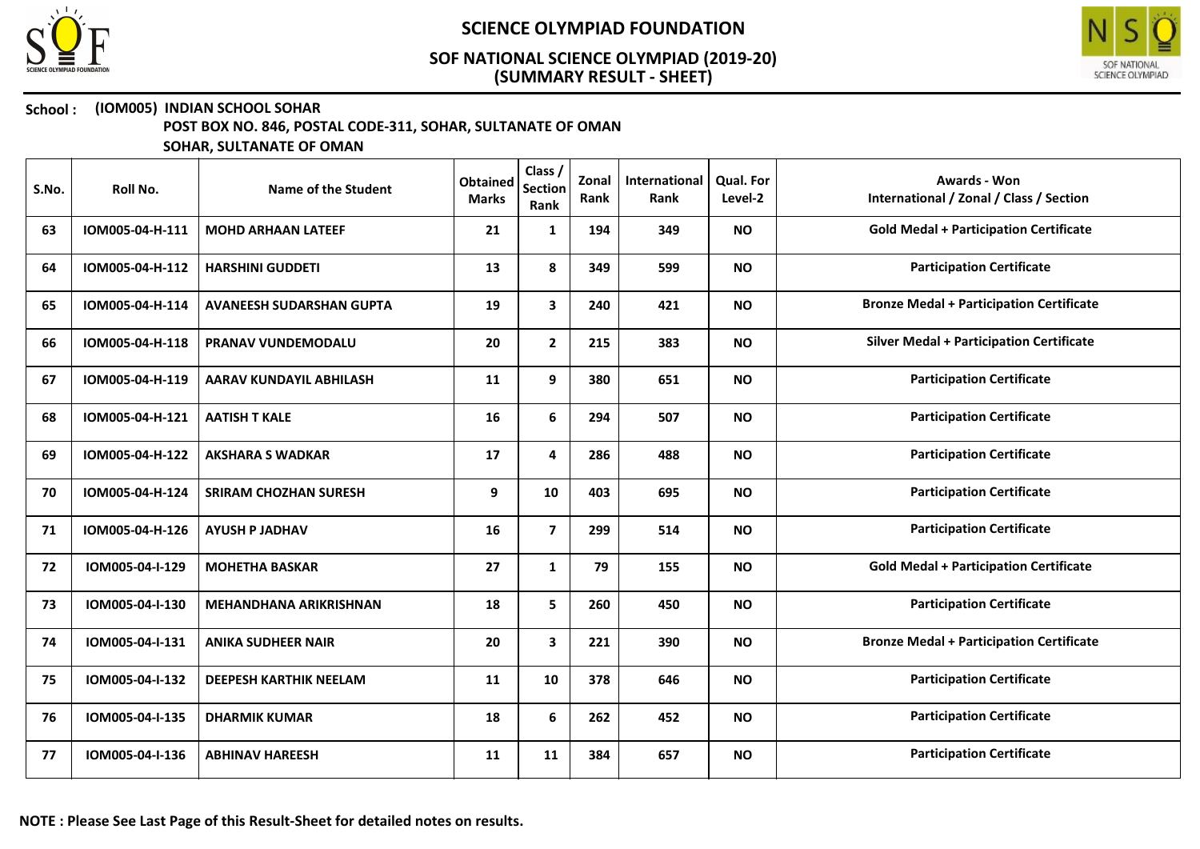# SCIENCE OLYMPIAD FOUNDATION

## SOF NATIONAL SCIENCE OLYMPIAD (2019-20)
## (SUMMARY RESULT - SHEET)

**School : (IOM005) INDIAN SCHOOL SOHAR**
**POST BOX NO. 846, POSTAL CODE-311, SOHAR, SULTANATE OF OMAN**
**SOHAR, SULTANATE OF OMAN**

| S.No. | Roll No. | Name of the Student | Obtained Marks | Class / Section Rank | Zonal Rank | International Rank | Qual. For Level-2 | Awards - Won International / Zonal / Class / Section |
|---|---|---|---|---|---|---|---|---|
| 63 | IOM005-04-H-111 | MOHD ARHAAN LATEEF | 21 | 1 | 194 | 349 | NO | Gold Medal + Participation Certificate |
| 64 | IOM005-04-H-112 | HARSHINI GUDDETI | 13 | 8 | 349 | 599 | NO | Participation Certificate |
| 65 | IOM005-04-H-114 | AVANEESH SUDARSHAN GUPTA | 19 | 3 | 240 | 421 | NO | Bronze Medal + Participation Certificate |
| 66 | IOM005-04-H-118 | PRANAV VUNDEMODALU | 20 | 2 | 215 | 383 | NO | Silver Medal + Participation Certificate |
| 67 | IOM005-04-H-119 | AARAV KUNDAYIL ABHILASH | 11 | 9 | 380 | 651 | NO | Participation Certificate |
| 68 | IOM005-04-H-121 | AATISH T KALE | 16 | 6 | 294 | 507 | NO | Participation Certificate |
| 69 | IOM005-04-H-122 | AKSHARA S WADKAR | 17 | 4 | 286 | 488 | NO | Participation Certificate |
| 70 | IOM005-04-H-124 | SRIRAM CHOZHAN SURESH | 9 | 10 | 403 | 695 | NO | Participation Certificate |
| 71 | IOM005-04-H-126 | AYUSH P JADHAV | 16 | 7 | 299 | 514 | NO | Participation Certificate |
| 72 | IOM005-04-I-129 | MOHETHA BASKAR | 27 | 1 | 79 | 155 | NO | Gold Medal + Participation Certificate |
| 73 | IOM005-04-I-130 | MEHANDHANA ARIKRISHNAN | 18 | 5 | 260 | 450 | NO | Participation Certificate |
| 74 | IOM005-04-I-131 | ANIKA SUDHEER NAIR | 20 | 3 | 221 | 390 | NO | Bronze Medal + Participation Certificate |
| 75 | IOM005-04-I-132 | DEEPESH KARTHIK NEELAM | 11 | 10 | 378 | 646 | NO | Participation Certificate |
| 76 | IOM005-04-I-135 | DHARMIK KUMAR | 18 | 6 | 262 | 452 | NO | Participation Certificate |
| 77 | IOM005-04-I-136 | ABHINAV HAREESH | 11 | 11 | 384 | 657 | NO | Participation Certificate |

**NOTE : Please See Last Page of this Result-Sheet for detailed notes on results.**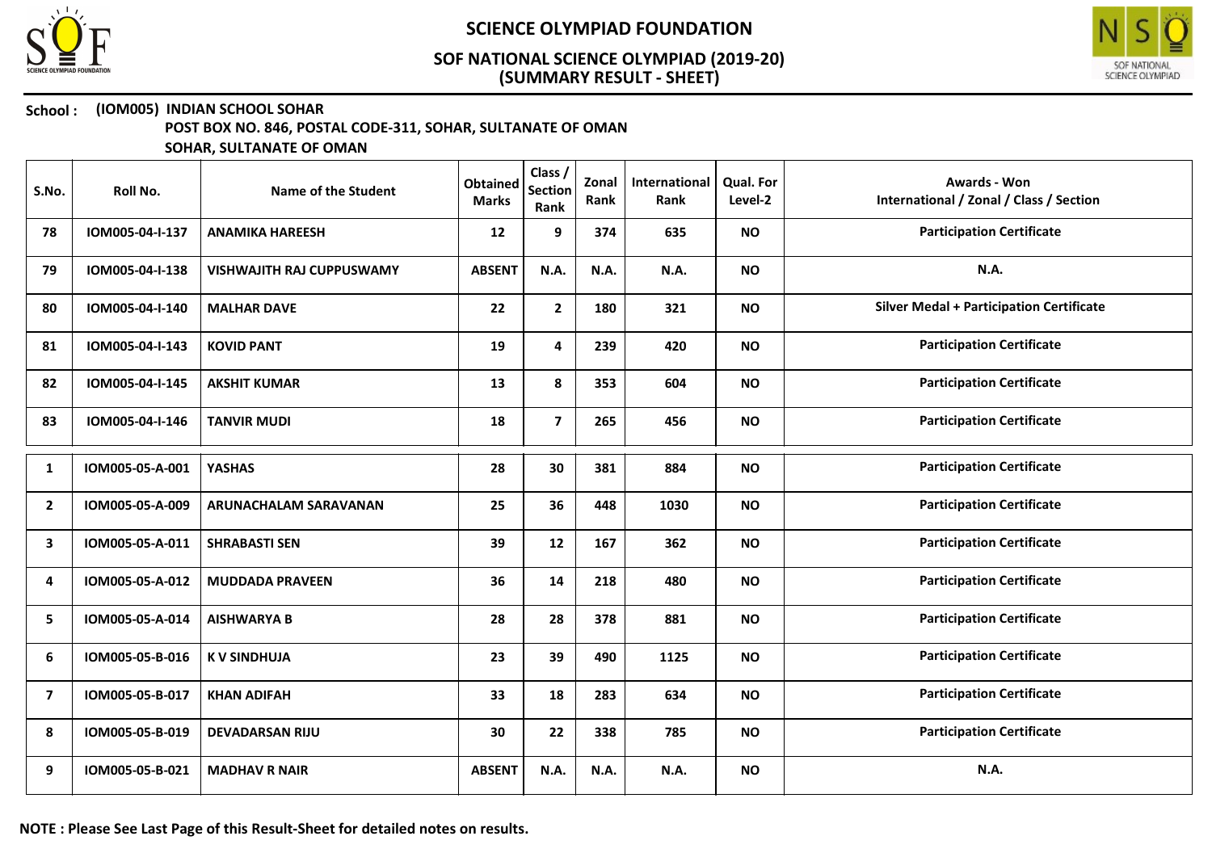# SCIENCE OLYMPIAD FOUNDATION

## SOF NATIONAL SCIENCE OLYMPIAD (2019-20)
## (SUMMARY RESULT - SHEET)

**School : (IOM005) INDIAN SCHOOL SOHAR**
**POST BOX NO. 846, POSTAL CODE-311, SOHAR, SULTANATE OF OMAN**
**SOHAR, SULTANATE OF OMAN**

| S.No. | Roll No. | Name of the Student | Obtained Marks | Class / Section Rank | Zonal Rank | International Rank | Qual. For Level-2 | Awards - Won International / Zonal / Class / Section |
|---|---|---|---|---|---|---|---|---|
| 78 | IOM005-04-I-137 | ANAMIKA HAREESH | 12 | 9 | 374 | 635 | NO | Participation Certificate |
| 79 | IOM005-04-I-138 | VISHWAJITH RAJ CUPPUSWAMY | ABSENT | N.A. | N.A. | N.A. | NO | N.A. |
| 80 | IOM005-04-I-140 | MALHAR DAVE | 22 | 2 | 180 | 321 | NO | Silver Medal + Participation Certificate |
| 81 | IOM005-04-I-143 | KOVID PANT | 19 | 4 | 239 | 420 | NO | Participation Certificate |
| 82 | IOM005-04-I-145 | AKSHIT KUMAR | 13 | 8 | 353 | 604 | NO | Participation Certificate |
| 83 | IOM005-04-I-146 | TANVIR MUDI | 18 | 7 | 265 | 456 | NO | Participation Certificate |
| 1 | IOM005-05-A-001 | YASHAS | 28 | 30 | 381 | 884 | NO | Participation Certificate |
| 2 | IOM005-05-A-009 | ARUNACHALAM SARAVANAN | 25 | 36 | 448 | 1030 | NO | Participation Certificate |
| 3 | IOM005-05-A-011 | SHRABASTI SEN | 39 | 12 | 167 | 362 | NO | Participation Certificate |
| 4 | IOM005-05-A-012 | MUDDADA PRAVEEN | 36 | 14 | 218 | 480 | NO | Participation Certificate |
| 5 | IOM005-05-A-014 | AISHWARYA B | 28 | 28 | 378 | 881 | NO | Participation Certificate |
| 6 | IOM005-05-B-016 | K V SINDHUJA | 23 | 39 | 490 | 1125 | NO | Participation Certificate |
| 7 | IOM005-05-B-017 | KHAN ADIFAH | 33 | 18 | 283 | 634 | NO | Participation Certificate |
| 8 | IOM005-05-B-019 | DEVADARSAN RIJU | 30 | 22 | 338 | 785 | NO | Participation Certificate |
| 9 | IOM005-05-B-021 | MADHAV R NAIR | ABSENT | N.A. | N.A. | N.A. | NO | N.A. |

**NOTE : Please See Last Page of this Result-Sheet for detailed notes on results.**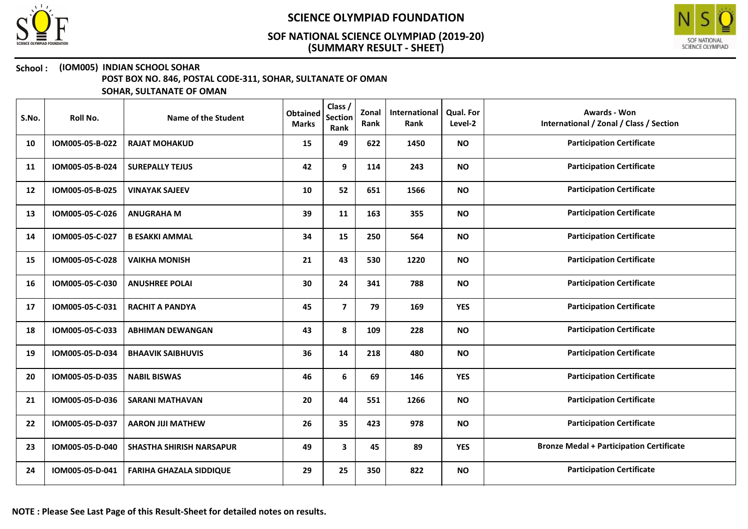**School : (IOM005) INDIAN SCHOOL SOHAR**
**POST BOX NO. 846, POSTAL CODE-311, SOHAR, SULTANATE OF OMAN**
**SOHAR, SULTANATE OF OMAN**

| S.No. | Roll No. | Name of the Student | Obtained Marks | Class / Section Rank | Zonal Rank | International Rank | Qual. For Level-2 | Awards - Won International / Zonal / Class / Section |
|---|---|---|---|---|---|---|---|---|
| 10 | IOM005-05-B-022 | RAJAT MOHAKUD | 15 | 49 | 622 | 1450 | NO | Participation Certificate |
| 11 | IOM005-05-B-024 | SUREPALLY TEJUS | 42 | 9 | 114 | 243 | NO | Participation Certificate |
| 12 | IOM005-05-B-025 | VINAYAK SAJEEV | 10 | 52 | 651 | 1566 | NO | Participation Certificate |
| 13 | IOM005-05-C-026 | ANUGRAHA M | 39 | 11 | 163 | 355 | NO | Participation Certificate |
| 14 | IOM005-05-C-027 | B ESAKKI AMMAL | 34 | 15 | 250 | 564 | NO | Participation Certificate |
| 15 | IOM005-05-C-028 | VAIKHA MONISH | 21 | 43 | 530 | 1220 | NO | Participation Certificate |
| 16 | IOM005-05-C-030 | ANUSHREE POLAI | 30 | 24 | 341 | 788 | NO | Participation Certificate |
| 17 | IOM005-05-C-031 | RACHIT A PANDYA | 45 | 7 | 79 | 169 | YES | Participation Certificate |
| 18 | IOM005-05-C-033 | ABHIMAN DEWANGAN | 43 | 8 | 109 | 228 | NO | Participation Certificate |
| 19 | IOM005-05-D-034 | BHAAVIK SAIBHUVIS | 36 | 14 | 218 | 480 | NO | Participation Certificate |
| 20 | IOM005-05-D-035 | NABIL BISWAS | 46 | 6 | 69 | 146 | YES | Participation Certificate |
| 21 | IOM005-05-D-036 | SARANI MATHAVAN | 20 | 44 | 551 | 1266 | NO | Participation Certificate |
| 22 | IOM005-05-D-037 | AARON JIJI MATHEW | 26 | 35 | 423 | 978 | NO | Participation Certificate |
| 23 | IOM005-05-D-040 | SHASTHA SHIRISH NARSAPUR | 49 | 3 | 45 | 89 | YES | Bronze Medal + Participation Certificate |
| 24 | IOM005-05-D-041 | FARIHA GHAZALA SIDDIQUE | 29 | 25 | 350 | 822 | NO | Participation Certificate |

**NOTE : Please See Last Page of this Result-Sheet for detailed notes on results.**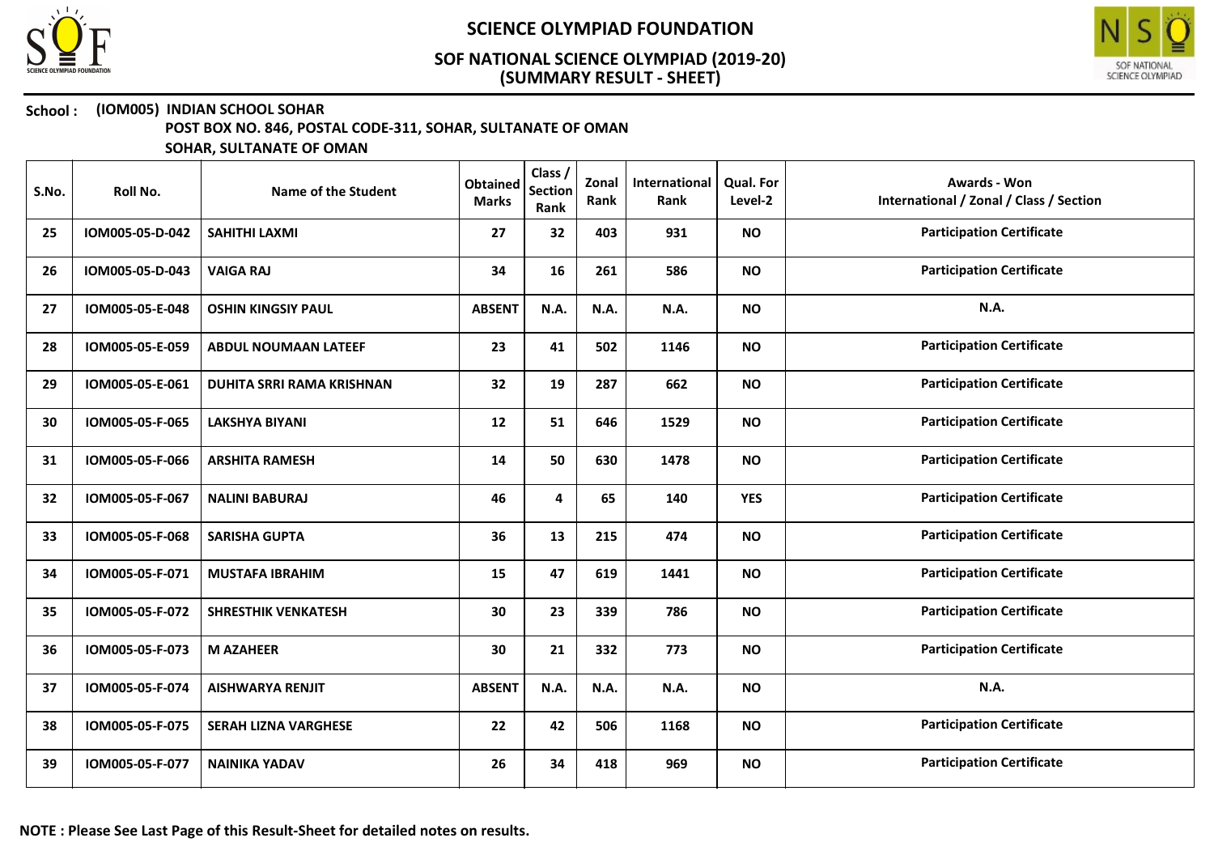# SCIENCE OLYMPIAD FOUNDATION

## SOF NATIONAL SCIENCE OLYMPIAD (2019-20)
## (SUMMARY RESULT - SHEET)

**School :** **(IOM005) INDIAN SCHOOL SOHAR**
**POST BOX NO. 846, POSTAL CODE-311, SOHAR, SULTANATE OF OMAN**
**SOHAR, SULTANATE OF OMAN**

| S.No. | Roll No. | Name of the Student | Obtained Marks | Class / Section Rank | Zonal Rank | International Rank | Qual. For Level-2 | Awards - Won International / Zonal / Class / Section |
|---|---|---|---|---|---|---|---|---|
| 25 | IOM005-05-D-042 | SAHITHI LAXMI | 27 | 32 | 403 | 931 | NO | Participation Certificate |
| 26 | IOM005-05-D-043 | VAIGA RAJ | 34 | 16 | 261 | 586 | NO | Participation Certificate |
| 27 | IOM005-05-E-048 | OSHIN KINGSIY PAUL | ABSENT | N.A. | N.A. | N.A. | NO | N.A. |
| 28 | IOM005-05-E-059 | ABDUL NOUMAAN LATEEF | 23 | 41 | 502 | 1146 | NO | Participation Certificate |
| 29 | IOM005-05-E-061 | DUHITA SRRI RAMA KRISHNAN | 32 | 19 | 287 | 662 | NO | Participation Certificate |
| 30 | IOM005-05-F-065 | LAKSHYA BIYANI | 12 | 51 | 646 | 1529 | NO | Participation Certificate |
| 31 | IOM005-05-F-066 | ARSHITA RAMESH | 14 | 50 | 630 | 1478 | NO | Participation Certificate |
| 32 | IOM005-05-F-067 | NALINI BABURAJ | 46 | 4 | 65 | 140 | YES | Participation Certificate |
| 33 | IOM005-05-F-068 | SARISHA GUPTA | 36 | 13 | 215 | 474 | NO | Participation Certificate |
| 34 | IOM005-05-F-071 | MUSTAFA IBRAHIM | 15 | 47 | 619 | 1441 | NO | Participation Certificate |
| 35 | IOM005-05-F-072 | SHRESTHIK VENKATESH | 30 | 23 | 339 | 786 | NO | Participation Certificate |
| 36 | IOM005-05-F-073 | M AZAHEER | 30 | 21 | 332 | 773 | NO | Participation Certificate |
| 37 | IOM005-05-F-074 | AISHWARYA RENJIT | ABSENT | N.A. | N.A. | N.A. | NO | N.A. |
| 38 | IOM005-05-F-075 | SERAH LIZNA VARGHESE | 22 | 42 | 506 | 1168 | NO | Participation Certificate |
| 39 | IOM005-05-F-077 | NAINIKA YADAV | 26 | 34 | 418 | 969 | NO | Participation Certificate |

**NOTE : Please See Last Page of this Result-Sheet for detailed notes on results.**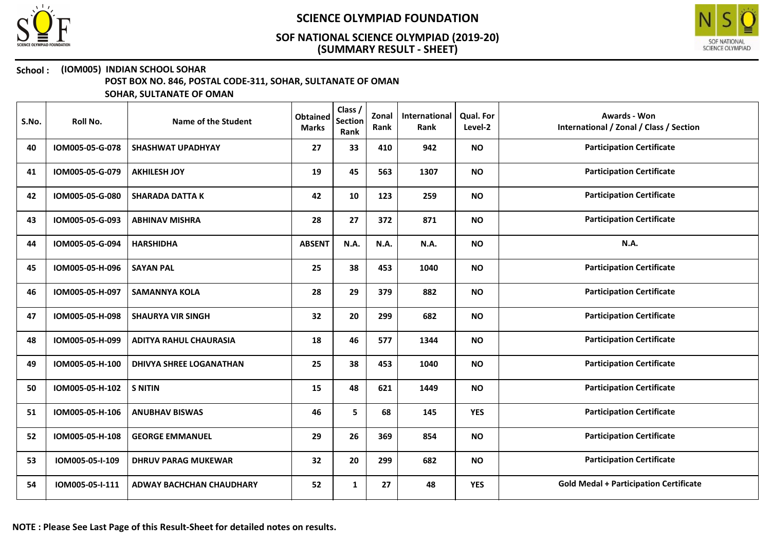# SCIENCE OLYMPIAD FOUNDATION

## SOF NATIONAL SCIENCE OLYMPIAD (2019-20)
## (SUMMARY RESULT - SHEET)

**School : (IOM005) INDIAN SCHOOL SOHAR**
**POST BOX NO. 846, POSTAL CODE-311, SOHAR, SULTANATE OF OMAN**
**SOHAR, SULTANATE OF OMAN**

| S.No. | Roll No. | Name of the Student | Obtained Marks | Class / Section Rank | Zonal Rank | International Rank | Qual. For Level-2 | Awards - Won International / Zonal / Class / Section |
|---|---|---|---|---|---|---|---|---|
| 40 | IOM005-05-G-078 | SHASHWAT UPADHYAY | 27 | 33 | 410 | 942 | NO | Participation Certificate |
| 41 | IOM005-05-G-079 | AKHILESH JOY | 19 | 45 | 563 | 1307 | NO | Participation Certificate |
| 42 | IOM005-05-G-080 | SHARADA DATTA K | 42 | 10 | 123 | 259 | NO | Participation Certificate |
| 43 | IOM005-05-G-093 | ABHINAV MISHRA | 28 | 27 | 372 | 871 | NO | Participation Certificate |
| 44 | IOM005-05-G-094 | HARSHIDHA | ABSENT | N.A. | N.A. | N.A. | NO | N.A. |
| 45 | IOM005-05-H-096 | SAYAN PAL | 25 | 38 | 453 | 1040 | NO | Participation Certificate |
| 46 | IOM005-05-H-097 | SAMANNYA KOLA | 28 | 29 | 379 | 882 | NO | Participation Certificate |
| 47 | IOM005-05-H-098 | SHAURYA VIR SINGH | 32 | 20 | 299 | 682 | NO | Participation Certificate |
| 48 | IOM005-05-H-099 | ADITYA RAHUL CHAURASIA | 18 | 46 | 577 | 1344 | NO | Participation Certificate |
| 49 | IOM005-05-H-100 | DHIVYA SHREE LOGANATHAN | 25 | 38 | 453 | 1040 | NO | Participation Certificate |
| 50 | IOM005-05-H-102 | S NITIN | 15 | 48 | 621 | 1449 | NO | Participation Certificate |
| 51 | IOM005-05-H-106 | ANUBHAV BISWAS | 46 | 5 | 68 | 145 | YES | Participation Certificate |
| 52 | IOM005-05-H-108 | GEORGE EMMANUEL | 29 | 26 | 369 | 854 | NO | Participation Certificate |
| 53 | IOM005-05-I-109 | DHRUV PARAG MUKEWAR | 32 | 20 | 299 | 682 | NO | Participation Certificate |
| 54 | IOM005-05-I-111 | ADWAY BACHCHAN CHAUDHARY | 52 | 1 | 27 | 48 | YES | Gold Medal + Participation Certificate |

**NOTE : Please See Last Page of this Result-Sheet for detailed notes on results.**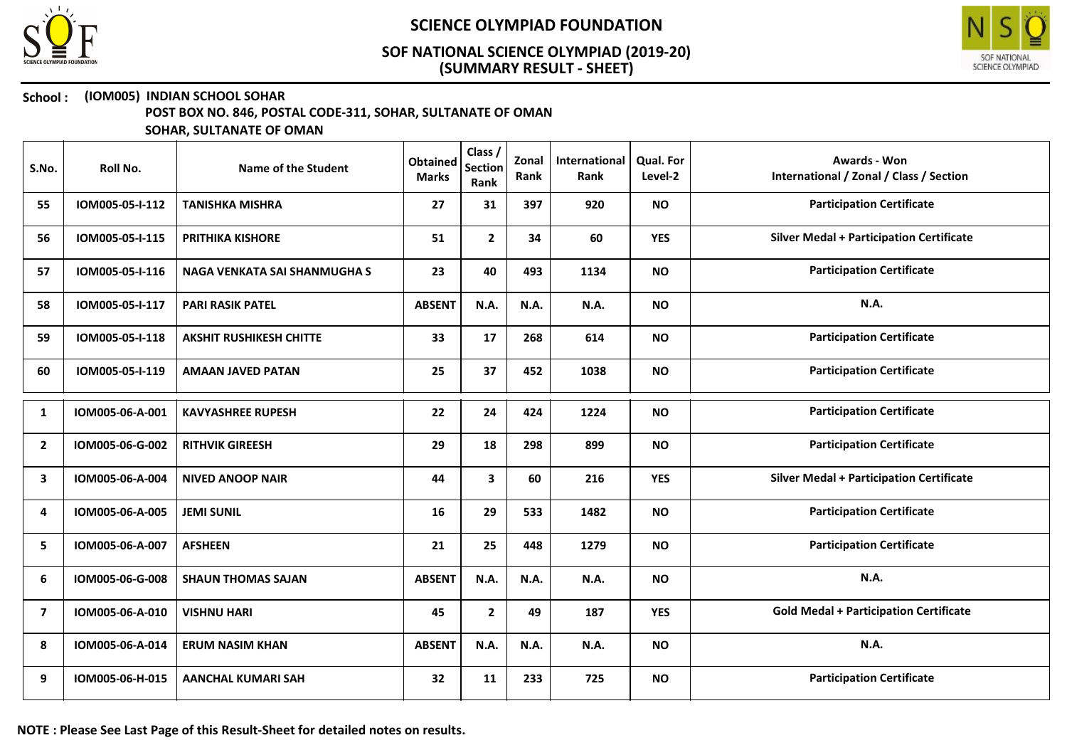# SCIENCE OLYMPIAD FOUNDATION

## SOF NATIONAL SCIENCE OLYMPIAD (2019-20)
## (SUMMARY RESULT - SHEET)

**School : (IOM005) INDIAN SCHOOL SOHAR**
**POST BOX NO. 846, POSTAL CODE-311, SOHAR, SULTANATE OF OMAN**
**SOHAR, SULTANATE OF OMAN**

| S.No. | Roll No. | Name of the Student | Obtained Marks | Class / Section Rank | Zonal Rank | International Rank | Qual. For Level-2 | Awards - Won International / Zonal / Class / Section |
|---|---|---|---|---|---|---|---|---|
| 55 | IOM005-05-I-112 | TANISHKA MISHRA | 27 | 31 | 397 | 920 | NO | Participation Certificate |
| 56 | IOM005-05-I-115 | PRITHIKA KISHORE | 51 | 2 | 34 | 60 | YES | Silver Medal + Participation Certificate |
| 57 | IOM005-05-I-116 | NAGA VENKATA SAI SHANMUGHA S | 23 | 40 | 493 | 1134 | NO | Participation Certificate |
| 58 | IOM005-05-I-117 | PARI RASIK PATEL | ABSENT | N.A. | N.A. | N.A. | NO | N.A. |
| 59 | IOM005-05-I-118 | AKSHIT RUSHIKESH CHITTE | 33 | 17 | 268 | 614 | NO | Participation Certificate |
| 60 | IOM005-05-I-119 | AMAAN JAVED PATAN | 25 | 37 | 452 | 1038 | NO | Participation Certificate |
| 1 | IOM005-06-A-001 | KAVYASHREE RUPESH | 22 | 24 | 424 | 1224 | NO | Participation Certificate |
| 2 | IOM005-06-G-002 | RITHVIK GIREESH | 29 | 18 | 298 | 899 | NO | Participation Certificate |
| 3 | IOM005-06-A-004 | NIVED ANOOP NAIR | 44 | 3 | 60 | 216 | YES | Silver Medal + Participation Certificate |
| 4 | IOM005-06-A-005 | JEMI SUNIL | 16 | 29 | 533 | 1482 | NO | Participation Certificate |
| 5 | IOM005-06-A-007 | AFSHEEN | 21 | 25 | 448 | 1279 | NO | Participation Certificate |
| 6 | IOM005-06-G-008 | SHAUN THOMAS SAJAN | ABSENT | N.A. | N.A. | N.A. | NO | N.A. |
| 7 | IOM005-06-A-010 | VISHNU HARI | 45 | 2 | 49 | 187 | YES | Gold Medal + Participation Certificate |
| 8 | IOM005-06-A-014 | ERUM NASIM KHAN | ABSENT | N.A. | N.A. | N.A. | NO | N.A. |
| 9 | IOM005-06-H-015 | AANCHAL KUMARI SAH | 32 | 11 | 233 | 725 | NO | Participation Certificate |

**NOTE : Please See Last Page of this Result-Sheet for detailed notes on results.**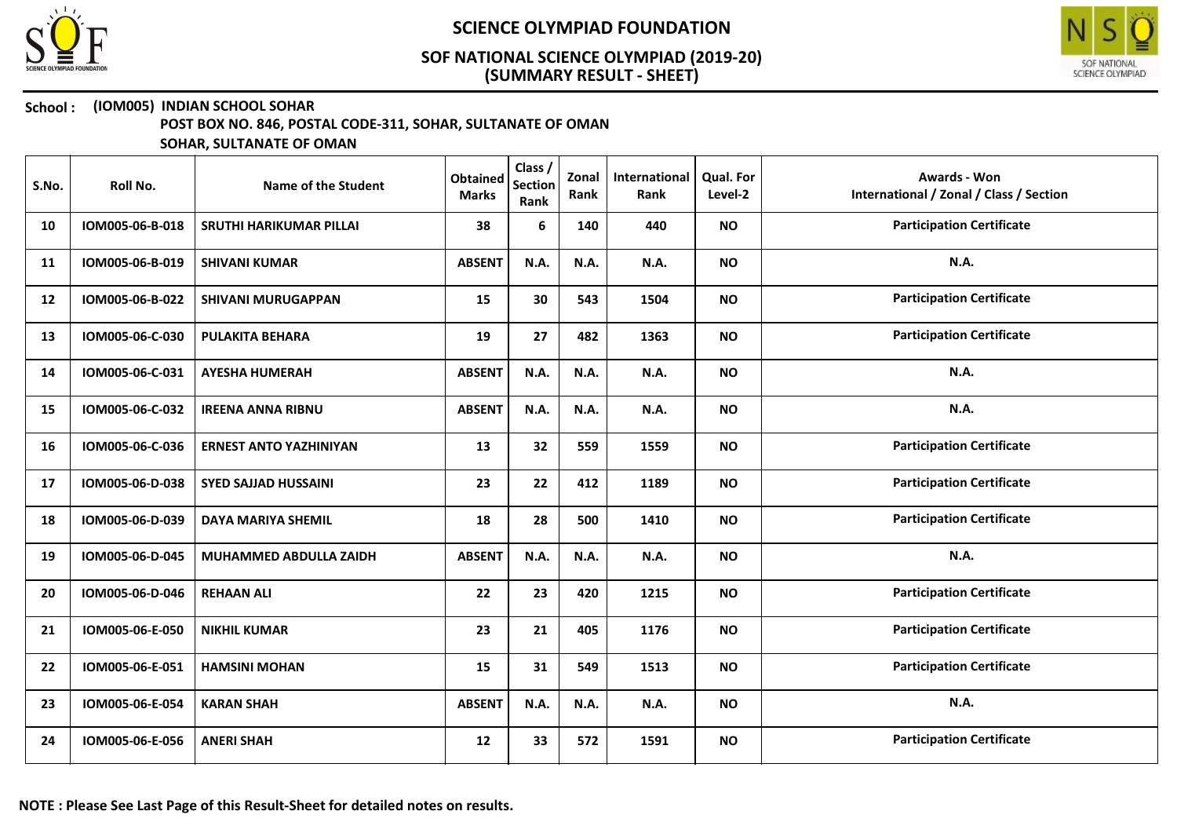# SCIENCE OLYMPIAD FOUNDATION

## SOF NATIONAL SCIENCE OLYMPIAD (2019-20)
## (SUMMARY RESULT - SHEET)

**School :** **(IOM005) INDIAN SCHOOL SOHAR**
**POST BOX NO. 846, POSTAL CODE-311, SOHAR, SULTANATE OF OMAN**
**SOHAR, SULTANATE OF OMAN**

| S.No. | Roll No. | Name of the Student | Obtained Marks | Class / Section Rank | Zonal Rank | International Rank | Qual. For Level-2 | Awards - Won International / Zonal / Class / Section |
|---|---|---|---|---|---|---|---|---|
| 10 | IOM005-06-B-018 | SRUTHI HARIKUMAR PILLAI | 38 | 6 | 140 | 440 | NO | Participation Certificate |
| 11 | IOM005-06-B-019 | SHIVANI KUMAR | ABSENT | N.A. | N.A. | N.A. | NO | N.A. |
| 12 | IOM005-06-B-022 | SHIVANI MURUGAPPAN | 15 | 30 | 543 | 1504 | NO | Participation Certificate |
| 13 | IOM005-06-C-030 | PULAKITA BEHARA | 19 | 27 | 482 | 1363 | NO | Participation Certificate |
| 14 | IOM005-06-C-031 | AYESHA HUMERAH | ABSENT | N.A. | N.A. | N.A. | NO | N.A. |
| 15 | IOM005-06-C-032 | IREENA ANNA RIBNU | ABSENT | N.A. | N.A. | N.A. | NO | N.A. |
| 16 | IOM005-06-C-036 | ERNEST ANTO YAZHINIYAN | 13 | 32 | 559 | 1559 | NO | Participation Certificate |
| 17 | IOM005-06-D-038 | SYED SAJJAD HUSSAINI | 23 | 22 | 412 | 1189 | NO | Participation Certificate |
| 18 | IOM005-06-D-039 | DAYA MARIYA SHEMIL | 18 | 28 | 500 | 1410 | NO | Participation Certificate |
| 19 | IOM005-06-D-045 | MUHAMMED ABDULLA ZAIDH | ABSENT | N.A. | N.A. | N.A. | NO | N.A. |
| 20 | IOM005-06-D-046 | REHAAN ALI | 22 | 23 | 420 | 1215 | NO | Participation Certificate |
| 21 | IOM005-06-E-050 | NIKHIL KUMAR | 23 | 21 | 405 | 1176 | NO | Participation Certificate |
| 22 | IOM005-06-E-051 | HAMSINI MOHAN | 15 | 31 | 549 | 1513 | NO | Participation Certificate |
| 23 | IOM005-06-E-054 | KARAN SHAH | ABSENT | N.A. | N.A. | N.A. | NO | N.A. |
| 24 | IOM005-06-E-056 | ANERI SHAH | 12 | 33 | 572 | 1591 | NO | Participation Certificate |

**NOTE : Please See Last Page of this Result-Sheet for detailed notes on results.**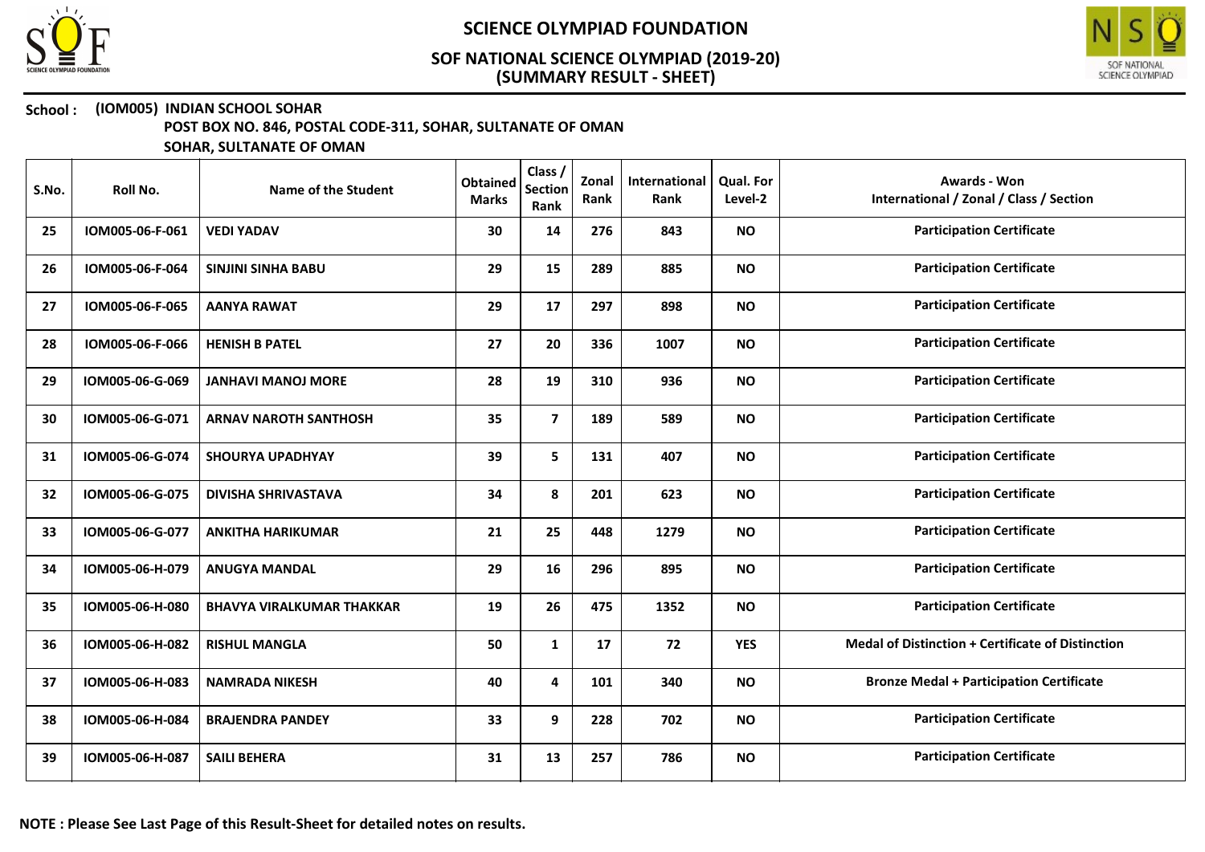# SCIENCE OLYMPIAD FOUNDATION

## SOF NATIONAL SCIENCE OLYMPIAD (2019-20)
## (SUMMARY RESULT - SHEET)

**School : (IOM005) INDIAN SCHOOL SOHAR**
**POST BOX NO. 846, POSTAL CODE-311, SOHAR, SULTANATE OF OMAN**
**SOHAR, SULTANATE OF OMAN**

| S.No. | Roll No. | Name of the Student | Obtained Marks | Class / Section Rank | Zonal Rank | International Rank | Qual. For Level-2 | Awards - Won International / Zonal / Class / Section |
|---|---|---|---|---|---|---|---|---|
| 25 | IOM005-06-F-061 | VEDI YADAV | 30 | 14 | 276 | 843 | NO | Participation Certificate |
| 26 | IOM005-06-F-064 | SINJINI SINHA BABU | 29 | 15 | 289 | 885 | NO | Participation Certificate |
| 27 | IOM005-06-F-065 | AANYA RAWAT | 29 | 17 | 297 | 898 | NO | Participation Certificate |
| 28 | IOM005-06-F-066 | HENISH B PATEL | 27 | 20 | 336 | 1007 | NO | Participation Certificate |
| 29 | IOM005-06-G-069 | JANHAVI MANOJ MORE | 28 | 19 | 310 | 936 | NO | Participation Certificate |
| 30 | IOM005-06-G-071 | ARNAV NAROTH SANTHOSH | 35 | 7 | 189 | 589 | NO | Participation Certificate |
| 31 | IOM005-06-G-074 | SHOURYA UPADHYAY | 39 | 5 | 131 | 407 | NO | Participation Certificate |
| 32 | IOM005-06-G-075 | DIVISHA SHRIVASTAVA | 34 | 8 | 201 | 623 | NO | Participation Certificate |
| 33 | IOM005-06-G-077 | ANKITHA HARIKUMAR | 21 | 25 | 448 | 1279 | NO | Participation Certificate |
| 34 | IOM005-06-H-079 | ANUGYA MANDAL | 29 | 16 | 296 | 895 | NO | Participation Certificate |
| 35 | IOM005-06-H-080 | BHAVYA VIRALKUMAR THAKKAR | 19 | 26 | 475 | 1352 | NO | Participation Certificate |
| 36 | IOM005-06-H-082 | RISHUL MANGLA | 50 | 1 | 17 | 72 | YES | Medal of Distinction + Certificate of Distinction |
| 37 | IOM005-06-H-083 | NAMRADA NIKESH | 40 | 4 | 101 | 340 | NO | Bronze Medal + Participation Certificate |
| 38 | IOM005-06-H-084 | BRAJENDRA PANDEY | 33 | 9 | 228 | 702 | NO | Participation Certificate |
| 39 | IOM005-06-H-087 | SAILI BEHERA | 31 | 13 | 257 | 786 | NO | Participation Certificate |

**NOTE : Please See Last Page of this Result-Sheet for detailed notes on results.**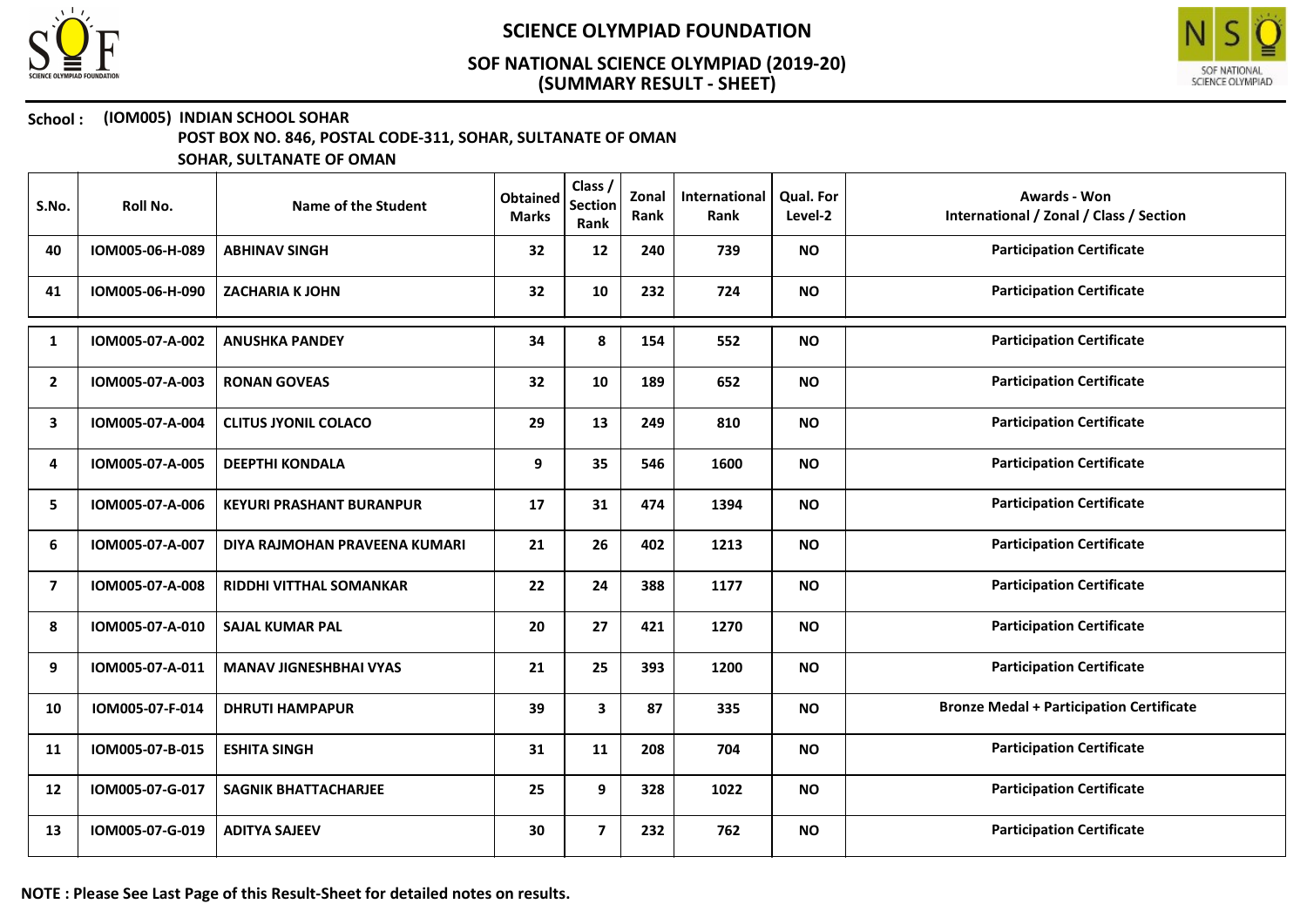# SCIENCE OLYMPIAD FOUNDATION

## SOF NATIONAL SCIENCE OLYMPIAD (2019-20)
## (SUMMARY RESULT - SHEET)

**School :** **(IOM005) INDIAN SCHOOL SOHAR**
**POST BOX NO. 846, POSTAL CODE-311, SOHAR, SULTANATE OF OMAN**
**SOHAR, SULTANATE OF OMAN**

| S.No. | Roll No. | Name of the Student | Obtained Marks | Class / Section Rank | Zonal Rank | International Rank | Qual. For Level-2 | Awards - Won International / Zonal / Class / Section |
|---|---|---|---|---|---|---|---|---|
| 40 | IOM005-06-H-089 | ABHINAV SINGH | 32 | 12 | 240 | 739 | NO | Participation Certificate |
| 41 | IOM005-06-H-090 | ZACHARIA K JOHN | 32 | 10 | 232 | 724 | NO | Participation Certificate |
| 1 | IOM005-07-A-002 | ANUSHKA PANDEY | 34 | 8 | 154 | 552 | NO | Participation Certificate |
| 2 | IOM005-07-A-003 | RONAN GOVEAS | 32 | 10 | 189 | 652 | NO | Participation Certificate |
| 3 | IOM005-07-A-004 | CLITUS JYONIL COLACO | 29 | 13 | 249 | 810 | NO | Participation Certificate |
| 4 | IOM005-07-A-005 | DEEPTHI KONDALA | 9 | 35 | 546 | 1600 | NO | Participation Certificate |
| 5 | IOM005-07-A-006 | KEYURI PRASHANT BURANPUR | 17 | 31 | 474 | 1394 | NO | Participation Certificate |
| 6 | IOM005-07-A-007 | DIYA RAJMOHAN PRAVEENA KUMARI | 21 | 26 | 402 | 1213 | NO | Participation Certificate |
| 7 | IOM005-07-A-008 | RIDDHI VITTHAL SOMANKAR | 22 | 24 | 388 | 1177 | NO | Participation Certificate |
| 8 | IOM005-07-A-010 | SAJAL KUMAR PAL | 20 | 27 | 421 | 1270 | NO | Participation Certificate |
| 9 | IOM005-07-A-011 | MANAV JIGNESHBHAI VYAS | 21 | 25 | 393 | 1200 | NO | Participation Certificate |
| 10 | IOM005-07-F-014 | DHRUTI HAMPAPUR | 39 | 3 | 87 | 335 | NO | Bronze Medal + Participation Certificate |
| 11 | IOM005-07-B-015 | ESHITA SINGH | 31 | 11 | 208 | 704 | NO | Participation Certificate |
| 12 | IOM005-07-G-017 | SAGNIK BHATTACHARJEE | 25 | 9 | 328 | 1022 | NO | Participation Certificate |
| 13 | IOM005-07-G-019 | ADITYA SAJEEV | 30 | 7 | 232 | 762 | NO | Participation Certificate |

**NOTE : Please See Last Page of this Result-Sheet for detailed notes on results.**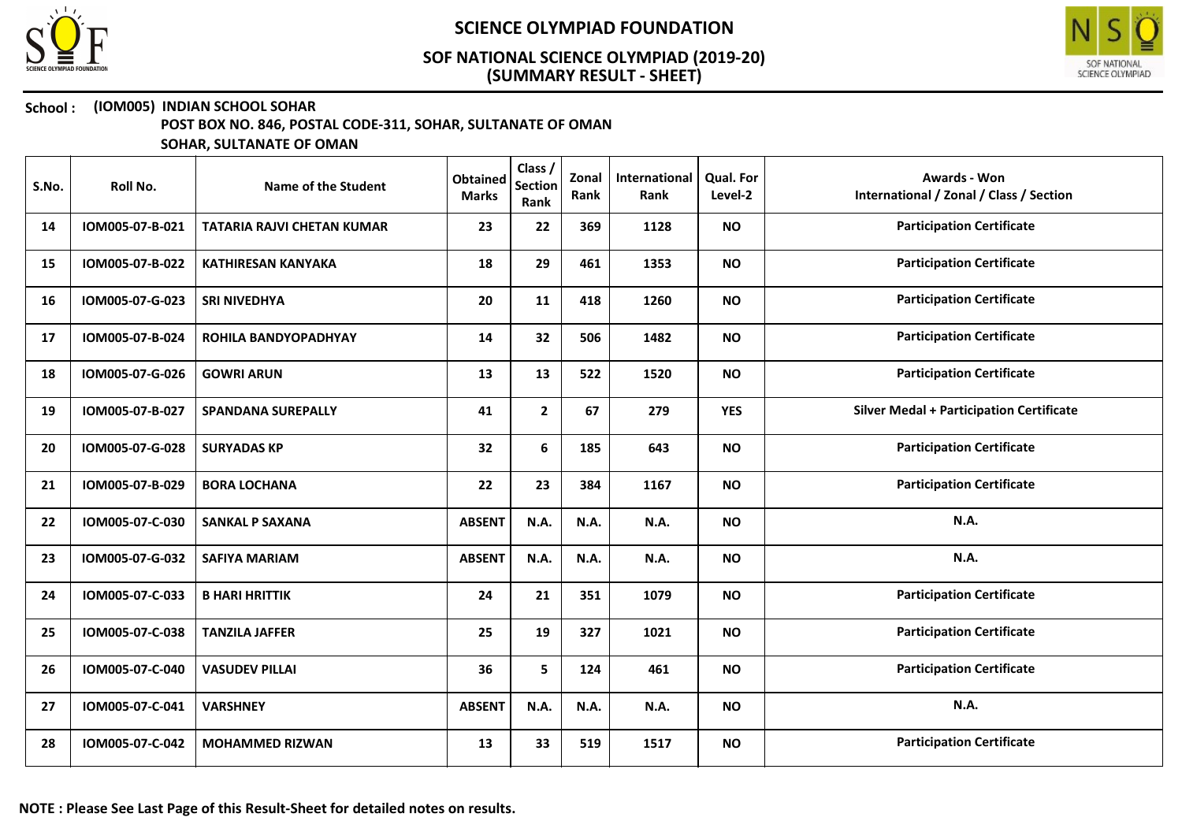# SCIENCE OLYMPIAD FOUNDATION

## SOF NATIONAL SCIENCE OLYMPIAD (2019-20)
## (SUMMARY RESULT - SHEET)

**School :** **(IOM005) INDIAN SCHOOL SOHAR**
**POST BOX NO. 846, POSTAL CODE-311, SOHAR, SULTANATE OF OMAN**
**SOHAR, SULTANATE OF OMAN**

| S.No. | Roll No. | Name of the Student | Obtained Marks | Class / Section Rank | Zonal Rank | International Rank | Qual. For Level-2 | Awards - Won International / Zonal / Class / Section |
|---|---|---|---|---|---|---|---|---|
| 14 | IOM005-07-B-021 | TATARIA RAJVI CHETAN KUMAR | 23 | 22 | 369 | 1128 | NO | Participation Certificate |
| 15 | IOM005-07-B-022 | KATHIRESAN KANYAKA | 18 | 29 | 461 | 1353 | NO | Participation Certificate |
| 16 | IOM005-07-G-023 | SRI NIVEDHYA | 20 | 11 | 418 | 1260 | NO | Participation Certificate |
| 17 | IOM005-07-B-024 | ROHILA BANDYOPADHYAY | 14 | 32 | 506 | 1482 | NO | Participation Certificate |
| 18 | IOM005-07-G-026 | GOWRI ARUN | 13 | 13 | 522 | 1520 | NO | Participation Certificate |
| 19 | IOM005-07-B-027 | SPANDANA SUREPALLY | 41 | 2 | 67 | 279 | YES | Silver Medal + Participation Certificate |
| 20 | IOM005-07-G-028 | SURYADAS KP | 32 | 6 | 185 | 643 | NO | Participation Certificate |
| 21 | IOM005-07-B-029 | BORA LOCHANA | 22 | 23 | 384 | 1167 | NO | Participation Certificate |
| 22 | IOM005-07-C-030 | SANKAL P SAXANA | ABSENT | N.A. | N.A. | N.A. | NO | N.A. |
| 23 | IOM005-07-G-032 | SAFIYA MARIAM | ABSENT | N.A. | N.A. | N.A. | NO | N.A. |
| 24 | IOM005-07-C-033 | B HARI HRITTIK | 24 | 21 | 351 | 1079 | NO | Participation Certificate |
| 25 | IOM005-07-C-038 | TANZILA JAFFER | 25 | 19 | 327 | 1021 | NO | Participation Certificate |
| 26 | IOM005-07-C-040 | VASUDEV PILLAI | 36 | 5 | 124 | 461 | NO | Participation Certificate |
| 27 | IOM005-07-C-041 | VARSHNEY | ABSENT | N.A. | N.A. | N.A. | NO | N.A. |
| 28 | IOM005-07-C-042 | MOHAMMED RIZWAN | 13 | 33 | 519 | 1517 | NO | Participation Certificate |

**NOTE : Please See Last Page of this Result-Sheet for detailed notes on results.**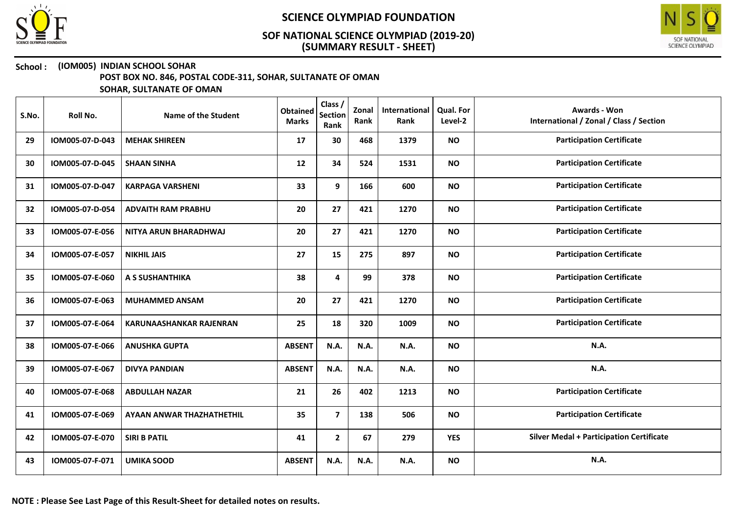# SCIENCE OLYMPIAD FOUNDATION

## SOF NATIONAL SCIENCE OLYMPIAD (2019-20)
## (SUMMARY RESULT - SHEET)

**School : (IOM005) INDIAN SCHOOL SOHAR**
**POST BOX NO. 846, POSTAL CODE-311, SOHAR, SULTANATE OF OMAN**
**SOHAR, SULTANATE OF OMAN**

| S.No. | Roll No. | Name of the Student | Obtained Marks | Class / Section Rank | Zonal Rank | International Rank | Qual. For Level-2 | Awards - Won International / Zonal / Class / Section |
|---|---|---|---|---|---|---|---|---|
| 29 | IOM005-07-D-043 | MEHAK SHIREEN | 17 | 30 | 468 | 1379 | NO | Participation Certificate |
| 30 | IOM005-07-D-045 | SHAAN SINHA | 12 | 34 | 524 | 1531 | NO | Participation Certificate |
| 31 | IOM005-07-D-047 | KARPAGA VARSHENI | 33 | 9 | 166 | 600 | NO | Participation Certificate |
| 32 | IOM005-07-D-054 | ADVAITH RAM PRABHU | 20 | 27 | 421 | 1270 | NO | Participation Certificate |
| 33 | IOM005-07-E-056 | NITYA ARUN BHARADHWAJ | 20 | 27 | 421 | 1270 | NO | Participation Certificate |
| 34 | IOM005-07-E-057 | NIKHIL JAIS | 27 | 15 | 275 | 897 | NO | Participation Certificate |
| 35 | IOM005-07-E-060 | A S SUSHANTHIKA | 38 | 4 | 99 | 378 | NO | Participation Certificate |
| 36 | IOM005-07-E-063 | MUHAMMED ANSAM | 20 | 27 | 421 | 1270 | NO | Participation Certificate |
| 37 | IOM005-07-E-064 | KARUNAASHANKAR RAJENRAN | 25 | 18 | 320 | 1009 | NO | Participation Certificate |
| 38 | IOM005-07-E-066 | ANUSHKA GUPTA | ABSENT | N.A. | N.A. | N.A. | NO | N.A. |
| 39 | IOM005-07-E-067 | DIVYA PANDIAN | ABSENT | N.A. | N.A. | N.A. | NO | N.A. |
| 40 | IOM005-07-E-068 | ABDULLAH NAZAR | 21 | 26 | 402 | 1213 | NO | Participation Certificate |
| 41 | IOM005-07-E-069 | AYAAN ANWAR THAZHATHETHIL | 35 | 7 | 138 | 506 | NO | Participation Certificate |
| 42 | IOM005-07-E-070 | SIRI B PATIL | 41 | 2 | 67 | 279 | YES | Silver Medal + Participation Certificate |
| 43 | IOM005-07-F-071 | UMIKA SOOD | ABSENT | N.A. | N.A. | N.A. | NO | N.A. |

**NOTE : Please See Last Page of this Result-Sheet for detailed notes on results.**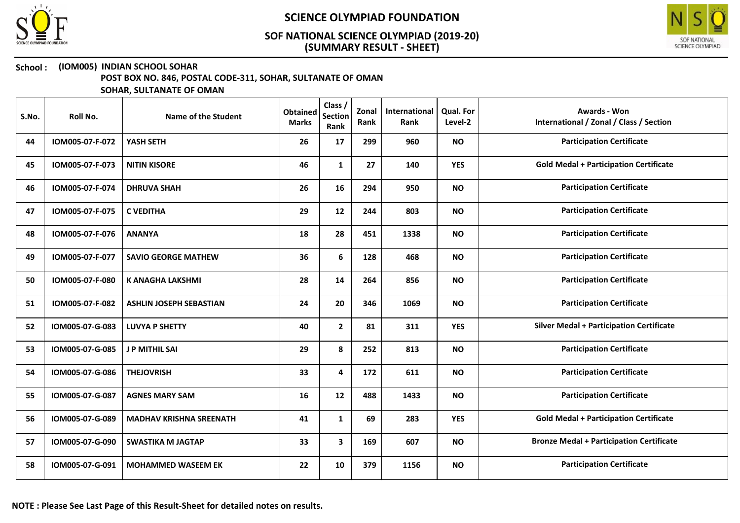# SCIENCE OLYMPIAD FOUNDATION

## SOF NATIONAL SCIENCE OLYMPIAD (2019-20)
## (SUMMARY RESULT - SHEET)

**School : (IOM005) INDIAN SCHOOL SOHAR**
**POST BOX NO. 846, POSTAL CODE-311, SOHAR, SULTANATE OF OMAN**
**SOHAR, SULTANATE OF OMAN**

| S.No. | Roll No. | Name of the Student | Obtained Marks | Class / Section Rank | Zonal Rank | International Rank | Qual. For Level-2 | Awards - Won International / Zonal / Class / Section |
|---|---|---|---|---|---|---|---|---|
| 44 | IOM005-07-F-072 | YASH SETH | 26 | 17 | 299 | 960 | NO | Participation Certificate |
| 45 | IOM005-07-F-073 | NITIN KISORE | 46 | 1 | 27 | 140 | YES | Gold Medal + Participation Certificate |
| 46 | IOM005-07-F-074 | DHRUVA SHAH | 26 | 16 | 294 | 950 | NO | Participation Certificate |
| 47 | IOM005-07-F-075 | C VEDITHA | 29 | 12 | 244 | 803 | NO | Participation Certificate |
| 48 | IOM005-07-F-076 | ANANYA | 18 | 28 | 451 | 1338 | NO | Participation Certificate |
| 49 | IOM005-07-F-077 | SAVIO GEORGE MATHEW | 36 | 6 | 128 | 468 | NO | Participation Certificate |
| 50 | IOM005-07-F-080 | K ANAGHA LAKSHMI | 28 | 14 | 264 | 856 | NO | Participation Certificate |
| 51 | IOM005-07-F-082 | ASHLIN JOSEPH SEBASTIAN | 24 | 20 | 346 | 1069 | NO | Participation Certificate |
| 52 | IOM005-07-G-083 | LUVYA P SHETTY | 40 | 2 | 81 | 311 | YES | Silver Medal + Participation Certificate |
| 53 | IOM005-07-G-085 | J P MITHIL SAI | 29 | 8 | 252 | 813 | NO | Participation Certificate |
| 54 | IOM005-07-G-086 | THEJOVRISH | 33 | 4 | 172 | 611 | NO | Participation Certificate |
| 55 | IOM005-07-G-087 | AGNES MARY SAM | 16 | 12 | 488 | 1433 | NO | Participation Certificate |
| 56 | IOM005-07-G-089 | MADHAV KRISHNA SREENATH | 41 | 1 | 69 | 283 | YES | Gold Medal + Participation Certificate |
| 57 | IOM005-07-G-090 | SWASTIKA M JAGTAP | 33 | 3 | 169 | 607 | NO | Bronze Medal + Participation Certificate |
| 58 | IOM005-07-G-091 | MOHAMMED WASEEM EK | 22 | 10 | 379 | 1156 | NO | Participation Certificate |

**NOTE : Please See Last Page of this Result-Sheet for detailed notes on results.**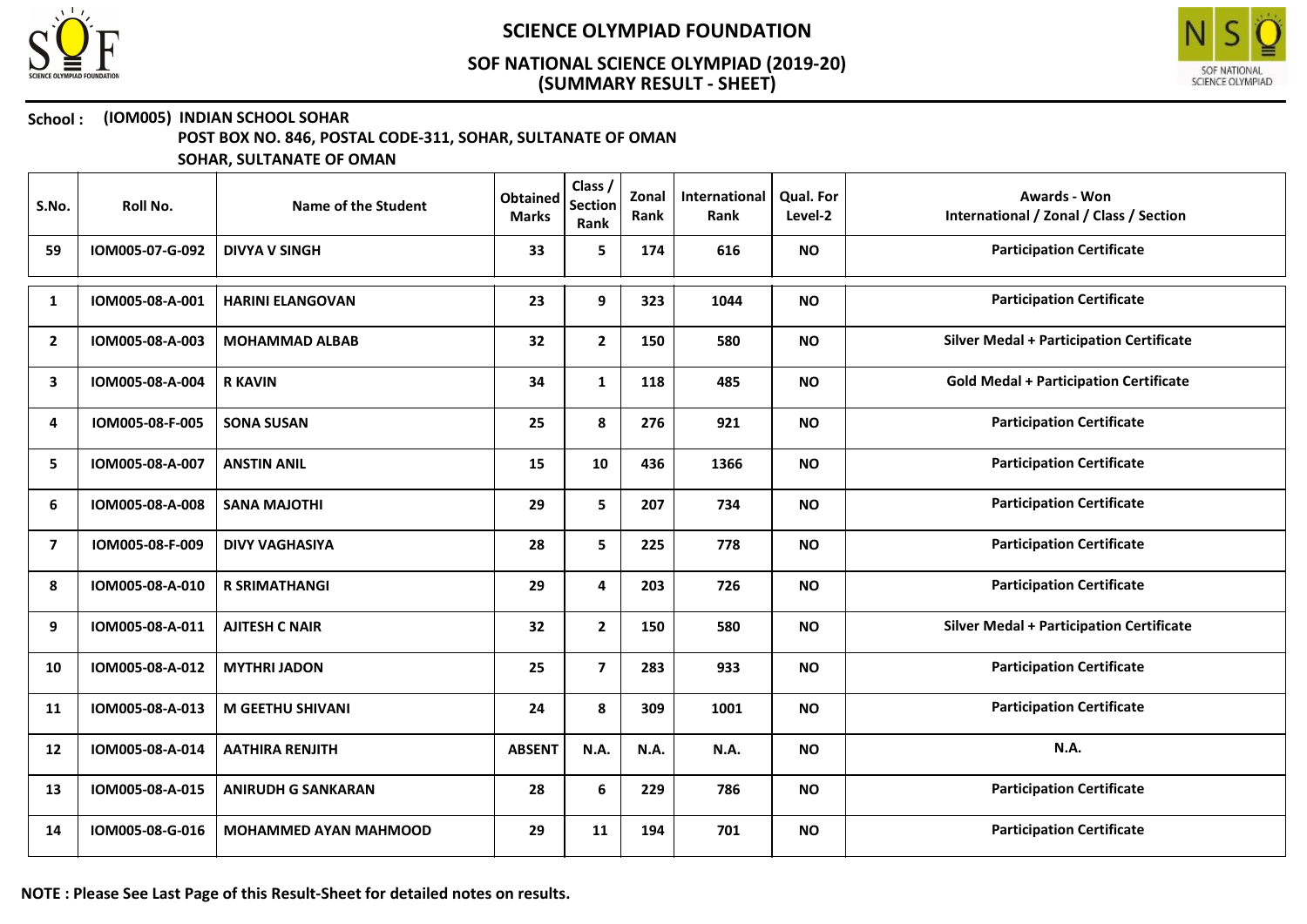# SCIENCE OLYMPIAD FOUNDATION

## SOF NATIONAL SCIENCE OLYMPIAD (2019-20)
## (SUMMARY RESULT - SHEET)

**School : (IOM005) INDIAN SCHOOL SOHAR**
**POST BOX NO. 846, POSTAL CODE-311, SOHAR, SULTANATE OF OMAN**
**SOHAR, SULTANATE OF OMAN**

| S.No. | Roll No. | Name of the Student | Obtained Marks | Class / Section Rank | Zonal Rank | International Rank | Qual. For Level-2 | Awards - Won International / Zonal / Class / Section |
|---|---|---|---|---|---|---|---|---|
| 59 | IOM005-07-G-092 | DIVYA V SINGH | 33 | 5 | 174 | 616 | NO | Participation Certificate |
| 1 | IOM005-08-A-001 | HARINI ELANGOVAN | 23 | 9 | 323 | 1044 | NO | Participation Certificate |
| 2 | IOM005-08-A-003 | MOHAMMAD ALBAB | 32 | 2 | 150 | 580 | NO | Silver Medal + Participation Certificate |
| 3 | IOM005-08-A-004 | R KAVIN | 34 | 1 | 118 | 485 | NO | Gold Medal + Participation Certificate |
| 4 | IOM005-08-F-005 | SONA SUSAN | 25 | 8 | 276 | 921 | NO | Participation Certificate |
| 5 | IOM005-08-A-007 | ANSTIN ANIL | 15 | 10 | 436 | 1366 | NO | Participation Certificate |
| 6 | IOM005-08-A-008 | SANA MAJOTHI | 29 | 5 | 207 | 734 | NO | Participation Certificate |
| 7 | IOM005-08-F-009 | DIVY VAGHASIYA | 28 | 5 | 225 | 778 | NO | Participation Certificate |
| 8 | IOM005-08-A-010 | R SRIMATHANGI | 29 | 4 | 203 | 726 | NO | Participation Certificate |
| 9 | IOM005-08-A-011 | AJITESH C NAIR | 32 | 2 | 150 | 580 | NO | Silver Medal + Participation Certificate |
| 10 | IOM005-08-A-012 | MYTHRI JADON | 25 | 7 | 283 | 933 | NO | Participation Certificate |
| 11 | IOM005-08-A-013 | M GEETHU SHIVANI | 24 | 8 | 309 | 1001 | NO | Participation Certificate |
| 12 | IOM005-08-A-014 | AATHIRA RENJITH | ABSENT | N.A. | N.A. | N.A. | NO | N.A. |
| 13 | IOM005-08-A-015 | ANIRUDH G SANKARAN | 28 | 6 | 229 | 786 | NO | Participation Certificate |
| 14 | IOM005-08-G-016 | MOHAMMED AYAN MAHMOOD | 29 | 11 | 194 | 701 | NO | Participation Certificate |

**NOTE : Please See Last Page of this Result-Sheet for detailed notes on results.**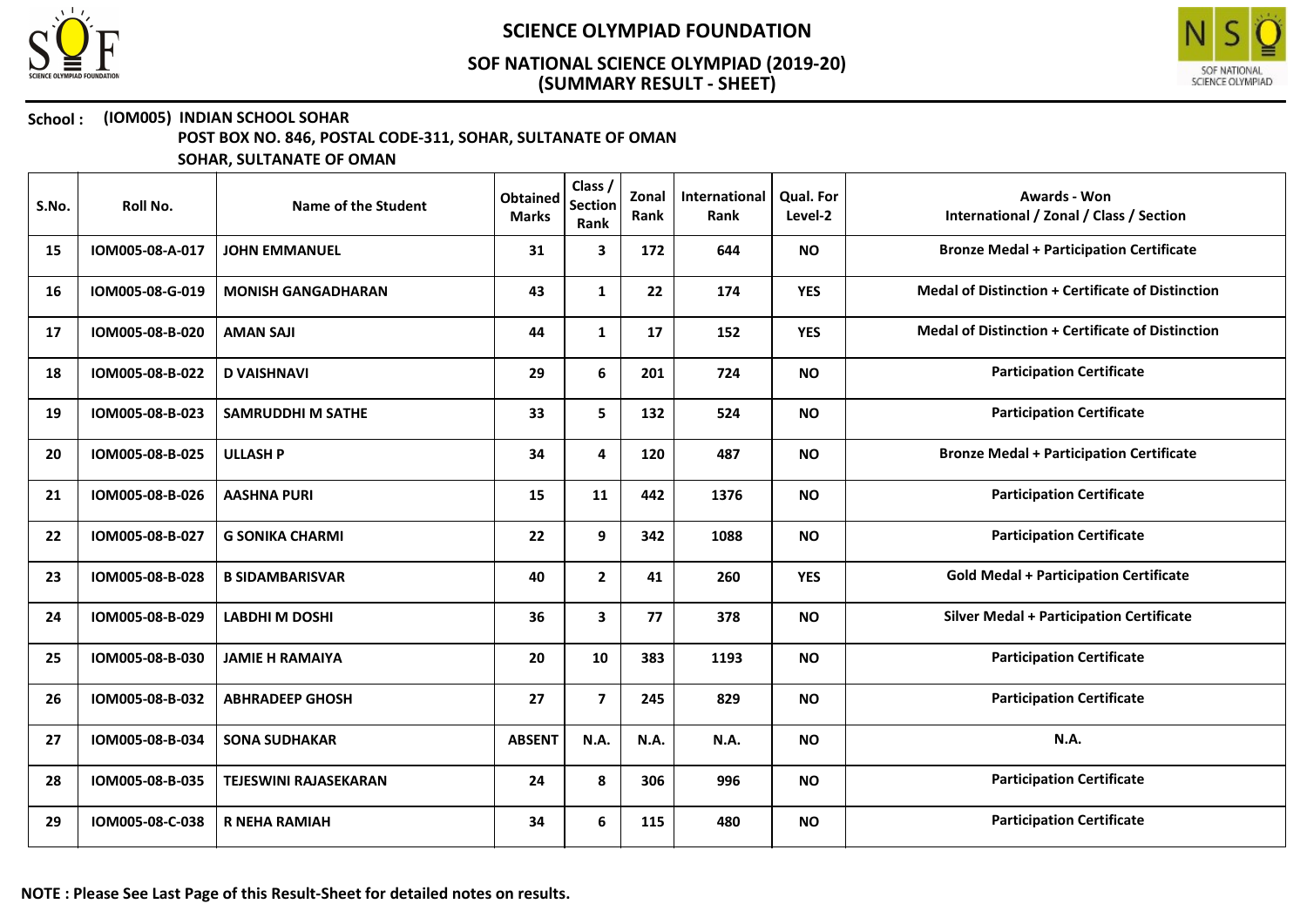# SCIENCE OLYMPIAD FOUNDATION

## SOF NATIONAL SCIENCE OLYMPIAD (2019-20)
## (SUMMARY RESULT - SHEET)

**School : (IOM005) INDIAN SCHOOL SOHAR**
**POST BOX NO. 846, POSTAL CODE-311, SOHAR, SULTANATE OF OMAN**
**SOHAR, SULTANATE OF OMAN**

| S.No. | Roll No. | Name of the Student | Obtained Marks | Class / Section Rank | Zonal Rank | International Rank | Qual. For Level-2 | Awards - Won International / Zonal / Class / Section |
|---|---|---|---|---|---|---|---|---|
| 15 | IOM005-08-A-017 | JOHN EMMANUEL | 31 | 3 | 172 | 644 | NO | Bronze Medal + Participation Certificate |
| 16 | IOM005-08-G-019 | MONISH GANGADHARAN | 43 | 1 | 22 | 174 | YES | Medal of Distinction + Certificate of Distinction |
| 17 | IOM005-08-B-020 | AMAN SAJI | 44 | 1 | 17 | 152 | YES | Medal of Distinction + Certificate of Distinction |
| 18 | IOM005-08-B-022 | D VAISHNAVI | 29 | 6 | 201 | 724 | NO | Participation Certificate |
| 19 | IOM005-08-B-023 | SAMRUDDHI M SATHE | 33 | 5 | 132 | 524 | NO | Participation Certificate |
| 20 | IOM005-08-B-025 | ULLASH P | 34 | 4 | 120 | 487 | NO | Bronze Medal + Participation Certificate |
| 21 | IOM005-08-B-026 | AASHNA PURI | 15 | 11 | 442 | 1376 | NO | Participation Certificate |
| 22 | IOM005-08-B-027 | G SONIKA CHARMI | 22 | 9 | 342 | 1088 | NO | Participation Certificate |
| 23 | IOM005-08-B-028 | B SIDAMBARISVAR | 40 | 2 | 41 | 260 | YES | Gold Medal + Participation Certificate |
| 24 | IOM005-08-B-029 | LABDHI M DOSHI | 36 | 3 | 77 | 378 | NO | Silver Medal + Participation Certificate |
| 25 | IOM005-08-B-030 | JAMIE H RAMAIYA | 20 | 10 | 383 | 1193 | NO | Participation Certificate |
| 26 | IOM005-08-B-032 | ABHRADEEP GHOSH | 27 | 7 | 245 | 829 | NO | Participation Certificate |
| 27 | IOM005-08-B-034 | SONA SUDHAKAR | ABSENT | N.A. | N.A. | N.A. | NO | N.A. |
| 28 | IOM005-08-B-035 | TEJESWINI RAJASEKARAN | 24 | 8 | 306 | 996 | NO | Participation Certificate |
| 29 | IOM005-08-C-038 | R NEHA RAMIAH | 34 | 6 | 115 | 480 | NO | Participation Certificate |

**NOTE : Please See Last Page of this Result-Sheet for detailed notes on results.**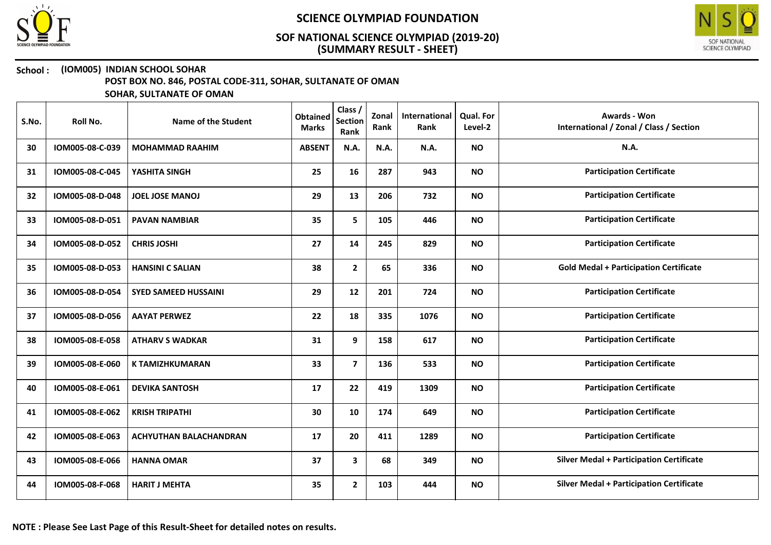# SCIENCE OLYMPIAD FOUNDATION

## SOF NATIONAL SCIENCE OLYMPIAD (2019-20)
## (SUMMARY RESULT - SHEET)

**School : (IOM005) INDIAN SCHOOL SOHAR**
**POST BOX NO. 846, POSTAL CODE-311, SOHAR, SULTANATE OF OMAN**
**SOHAR, SULTANATE OF OMAN**

| S.No. | Roll No. | Name of the Student | Obtained Marks | Class / Section Rank | Zonal Rank | International Rank | Qual. For Level-2 | Awards - Won International / Zonal / Class / Section |
|---|---|---|---|---|---|---|---|---|
| 30 | IOM005-08-C-039 | MOHAMMAD RAAHIM | ABSENT | N.A. | N.A. | N.A. | NO | N.A. |
| 31 | IOM005-08-C-045 | YASHITA SINGH | 25 | 16 | 287 | 943 | NO | Participation Certificate |
| 32 | IOM005-08-D-048 | JOEL JOSE MANOJ | 29 | 13 | 206 | 732 | NO | Participation Certificate |
| 33 | IOM005-08-D-051 | PAVAN NAMBIAR | 35 | 5 | 105 | 446 | NO | Participation Certificate |
| 34 | IOM005-08-D-052 | CHRIS JOSHI | 27 | 14 | 245 | 829 | NO | Participation Certificate |
| 35 | IOM005-08-D-053 | HANSINI C SALIAN | 38 | 2 | 65 | 336 | NO | Gold Medal + Participation Certificate |
| 36 | IOM005-08-D-054 | SYED SAMEED HUSSAINI | 29 | 12 | 201 | 724 | NO | Participation Certificate |
| 37 | IOM005-08-D-056 | AAYAT PERWEZ | 22 | 18 | 335 | 1076 | NO | Participation Certificate |
| 38 | IOM005-08-E-058 | ATHARV S WADKAR | 31 | 9 | 158 | 617 | NO | Participation Certificate |
| 39 | IOM005-08-E-060 | K TAMIZHKUMARAN | 33 | 7 | 136 | 533 | NO | Participation Certificate |
| 40 | IOM005-08-E-061 | DEVIKA SANTOSH | 17 | 22 | 419 | 1309 | NO | Participation Certificate |
| 41 | IOM005-08-E-062 | KRISH TRIPATHI | 30 | 10 | 174 | 649 | NO | Participation Certificate |
| 42 | IOM005-08-E-063 | ACHYUTHAN BALACHANDRAN | 17 | 20 | 411 | 1289 | NO | Participation Certificate |
| 43 | IOM005-08-E-066 | HANNA OMAR | 37 | 3 | 68 | 349 | NO | Silver Medal + Participation Certificate |
| 44 | IOM005-08-F-068 | HARIT J MEHTA | 35 | 2 | 103 | 444 | NO | Silver Medal + Participation Certificate |

**NOTE : Please See Last Page of this Result-Sheet for detailed notes on results.**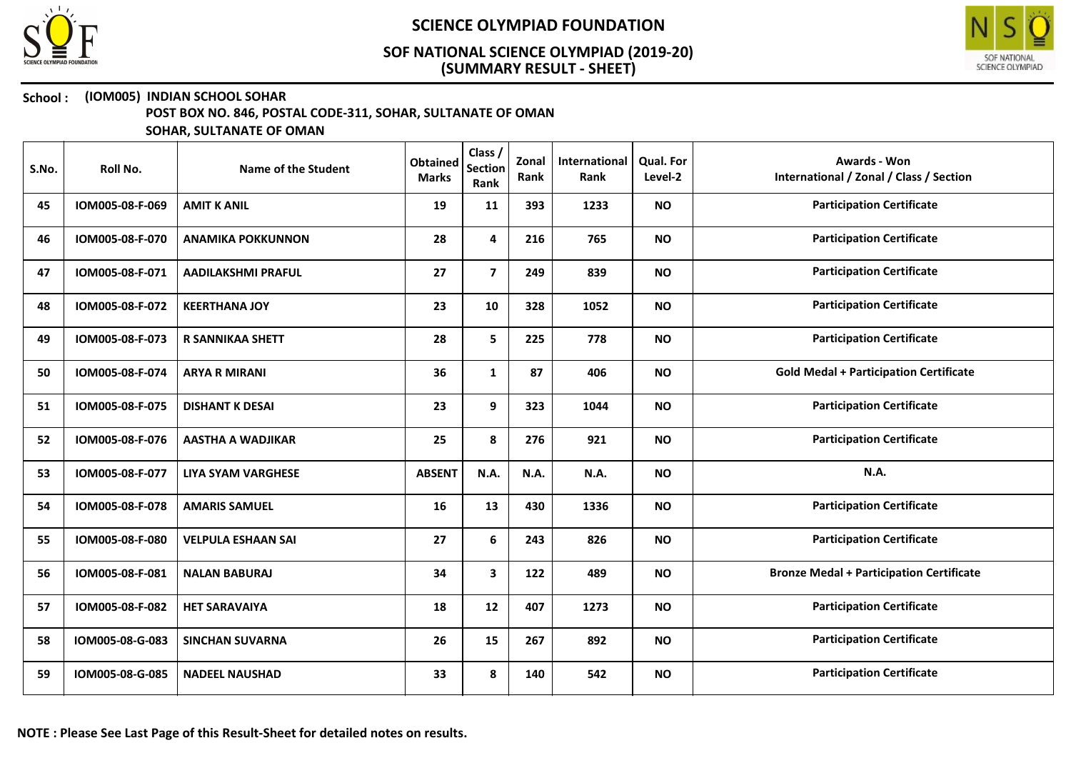# SCIENCE OLYMPIAD FOUNDATION

## SOF NATIONAL SCIENCE OLYMPIAD (2019-20)
## (SUMMARY RESULT - SHEET)

**School : (IOM005) INDIAN SCHOOL SOHAR**
**POST BOX NO. 846, POSTAL CODE-311, SOHAR, SULTANATE OF OMAN**
**SOHAR, SULTANATE OF OMAN**

| S.No. | Roll No. | Name of the Student | Obtained Marks | Class / Section Rank | Zonal Rank | International Rank | Qual. For Level-2 | Awards - Won International / Zonal / Class / Section |
|---|---|---|---|---|---|---|---|---|
| 45 | IOM005-08-F-069 | AMIT K ANIL | 19 | 11 | 393 | 1233 | NO | Participation Certificate |
| 46 | IOM005-08-F-070 | ANAMIKA POKKUNNON | 28 | 4 | 216 | 765 | NO | Participation Certificate |
| 47 | IOM005-08-F-071 | AADILAKSHMI PRAFUL | 27 | 7 | 249 | 839 | NO | Participation Certificate |
| 48 | IOM005-08-F-072 | KEERTHANA JOY | 23 | 10 | 328 | 1052 | NO | Participation Certificate |
| 49 | IOM005-08-F-073 | R SANNIKAA SHETT | 28 | 5 | 225 | 778 | NO | Participation Certificate |
| 50 | IOM005-08-F-074 | ARYA R MIRANI | 36 | 1 | 87 | 406 | NO | Gold Medal + Participation Certificate |
| 51 | IOM005-08-F-075 | DISHANT K DESAI | 23 | 9 | 323 | 1044 | NO | Participation Certificate |
| 52 | IOM005-08-F-076 | AASTHA A WADJIKAR | 25 | 8 | 276 | 921 | NO | Participation Certificate |
| 53 | IOM005-08-F-077 | LIYA SYAM VARGHESE | ABSENT | N.A. | N.A. | N.A. | NO | N.A. |
| 54 | IOM005-08-F-078 | AMARIS SAMUEL | 16 | 13 | 430 | 1336 | NO | Participation Certificate |
| 55 | IOM005-08-F-080 | VELPULA ESHAAN SAI | 27 | 6 | 243 | 826 | NO | Participation Certificate |
| 56 | IOM005-08-F-081 | NALAN BABURAJ | 34 | 3 | 122 | 489 | NO | Bronze Medal + Participation Certificate |
| 57 | IOM005-08-F-082 | HET SARAVAIYA | 18 | 12 | 407 | 1273 | NO | Participation Certificate |
| 58 | IOM005-08-G-083 | SINCHAN SUVARNA | 26 | 15 | 267 | 892 | NO | Participation Certificate |
| 59 | IOM005-08-G-085 | NADEEL NAUSHAD | 33 | 8 | 140 | 542 | NO | Participation Certificate |

**NOTE : Please See Last Page of this Result-Sheet for detailed notes on results.**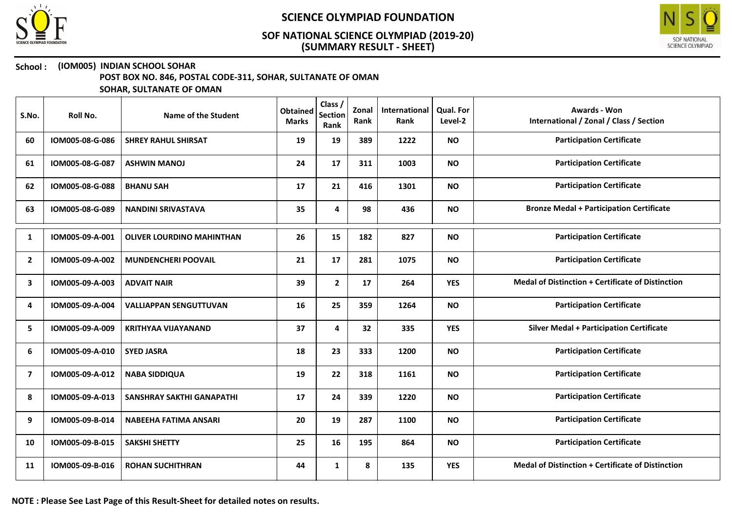# SCIENCE OLYMPIAD FOUNDATION

## SOF NATIONAL SCIENCE OLYMPIAD (2019-20)
## (SUMMARY RESULT - SHEET)

**School : (IOM005) INDIAN SCHOOL SOHAR**
**POST BOX NO. 846, POSTAL CODE-311, SOHAR, SULTANATE OF OMAN**
**SOHAR, SULTANATE OF OMAN**

| S.No. | Roll No. | Name of the Student | Obtained Marks | Class / Section Rank | Zonal Rank | International Rank | Qual. For Level-2 | Awards - Won International / Zonal / Class / Section |
|---|---|---|---|---|---|---|---|---|
| 60 | IOM005-08-G-086 | SHREY RAHUL SHIRSAT | 19 | 19 | 389 | 1222 | NO | Participation Certificate |
| 61 | IOM005-08-G-087 | ASHWIN MANOJ | 24 | 17 | 311 | 1003 | NO | Participation Certificate |
| 62 | IOM005-08-G-088 | BHANU SAH | 17 | 21 | 416 | 1301 | NO | Participation Certificate |
| 63 | IOM005-08-G-089 | NANDINI SRIVASTAVA | 35 | 4 | 98 | 436 | NO | Bronze Medal + Participation Certificate |
| 1 | IOM005-09-A-001 | OLIVER LOURDINO MAHINTHAN | 26 | 15 | 182 | 827 | NO | Participation Certificate |
| 2 | IOM005-09-A-002 | MUNDENCHERI POOVAIL | 21 | 17 | 281 | 1075 | NO | Participation Certificate |
| 3 | IOM005-09-A-003 | ADVAIT NAIR | 39 | 2 | 17 | 264 | YES | Medal of Distinction + Certificate of Distinction |
| 4 | IOM005-09-A-004 | VALLIAPPAN SENGUTTUVAN | 16 | 25 | 359 | 1264 | NO | Participation Certificate |
| 5 | IOM005-09-A-009 | KRITHYAA VIJAYANAND | 37 | 4 | 32 | 335 | YES | Silver Medal + Participation Certificate |
| 6 | IOM005-09-A-010 | SYED JASRA | 18 | 23 | 333 | 1200 | NO | Participation Certificate |
| 7 | IOM005-09-A-012 | NABA SIDDIQUA | 19 | 22 | 318 | 1161 | NO | Participation Certificate |
| 8 | IOM005-09-A-013 | SANSHRAY SAKTHI GANAPATHI | 17 | 24 | 339 | 1220 | NO | Participation Certificate |
| 9 | IOM005-09-B-014 | NABEEHA FATIMA ANSARI | 20 | 19 | 287 | 1100 | NO | Participation Certificate |
| 10 | IOM005-09-B-015 | SAKSHI SHETTY | 25 | 16 | 195 | 864 | NO | Participation Certificate |
| 11 | IOM005-09-B-016 | ROHAN SUCHITHRAN | 44 | 1 | 8 | 135 | YES | Medal of Distinction + Certificate of Distinction |

**NOTE : Please See Last Page of this Result-Sheet for detailed notes on results.**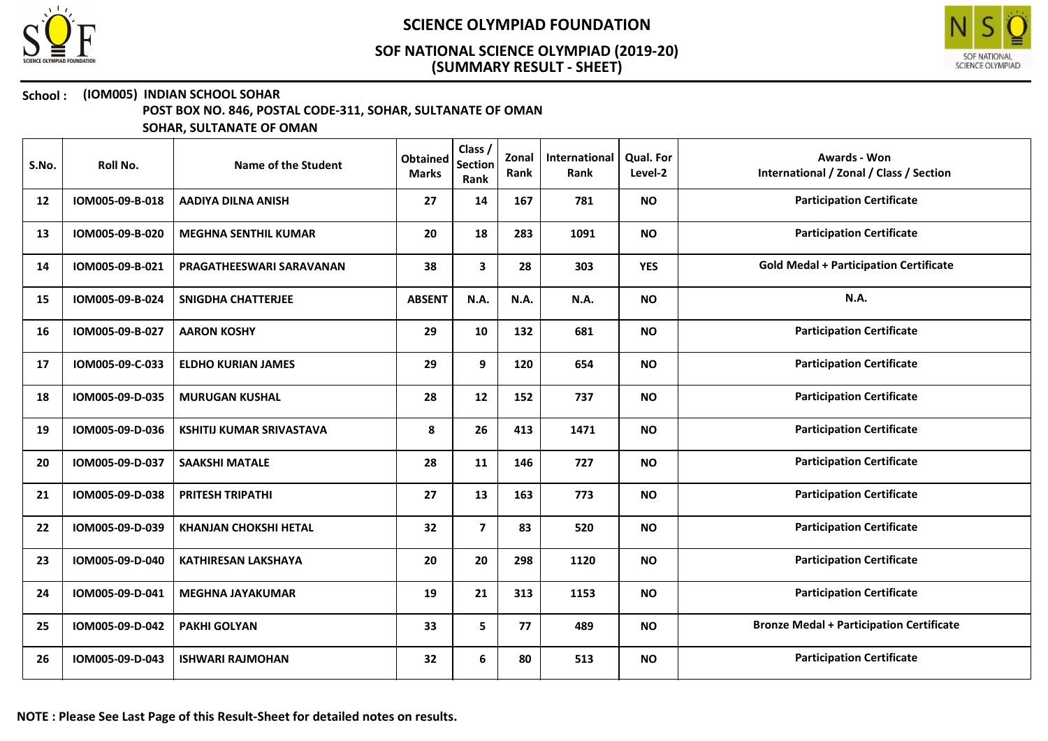# SCIENCE OLYMPIAD FOUNDATION

## SOF NATIONAL SCIENCE OLYMPIAD (2019-20)
## (SUMMARY RESULT - SHEET)

**School :** **(IOM005) INDIAN SCHOOL SOHAR**
**POST BOX NO. 846, POSTAL CODE-311, SOHAR, SULTANATE OF OMAN**
**SOHAR, SULTANATE OF OMAN**

| S.No. | Roll No. | Name of the Student | Obtained Marks | Class / Section Rank | Zonal Rank | International Rank | Qual. For Level-2 | Awards - Won International / Zonal / Class / Section |
|---|---|---|---|---|---|---|---|---|
| 12 | IOM005-09-B-018 | AADIYA DILNA ANISH | 27 | 14 | 167 | 781 | NO | Participation Certificate |
| 13 | IOM005-09-B-020 | MEGHNA SENTHIL KUMAR | 20 | 18 | 283 | 1091 | NO | Participation Certificate |
| 14 | IOM005-09-B-021 | PRAGATHEESWARI SARAVANAN | 38 | 3 | 28 | 303 | YES | Gold Medal + Participation Certificate |
| 15 | IOM005-09-B-024 | SNIGDHA CHATTERJEE | ABSENT | N.A. | N.A. | N.A. | NO | N.A. |
| 16 | IOM005-09-B-027 | AARON KOSHY | 29 | 10 | 132 | 681 | NO | Participation Certificate |
| 17 | IOM005-09-C-033 | ELDHO KURIAN JAMES | 29 | 9 | 120 | 654 | NO | Participation Certificate |
| 18 | IOM005-09-D-035 | MURUGAN KUSHAL | 28 | 12 | 152 | 737 | NO | Participation Certificate |
| 19 | IOM005-09-D-036 | KSHITIJ KUMAR SRIVASTAVA | 8 | 26 | 413 | 1471 | NO | Participation Certificate |
| 20 | IOM005-09-D-037 | SAAKSHI MATALE | 28 | 11 | 146 | 727 | NO | Participation Certificate |
| 21 | IOM005-09-D-038 | PRITESH TRIPATHI | 27 | 13 | 163 | 773 | NO | Participation Certificate |
| 22 | IOM005-09-D-039 | KHANJAN CHOKSHI HETAL | 32 | 7 | 83 | 520 | NO | Participation Certificate |
| 23 | IOM005-09-D-040 | KATHIRESAN LAKSHAYA | 20 | 20 | 298 | 1120 | NO | Participation Certificate |
| 24 | IOM005-09-D-041 | MEGHNA JAYAKUMAR | 19 | 21 | 313 | 1153 | NO | Participation Certificate |
| 25 | IOM005-09-D-042 | PAKHI GOLYAN | 33 | 5 | 77 | 489 | NO | Bronze Medal + Participation Certificate |
| 26 | IOM005-09-D-043 | ISHWARI RAJMOHAN | 32 | 6 | 80 | 513 | NO | Participation Certificate |

**NOTE : Please See Last Page of this Result-Sheet for detailed notes on results.**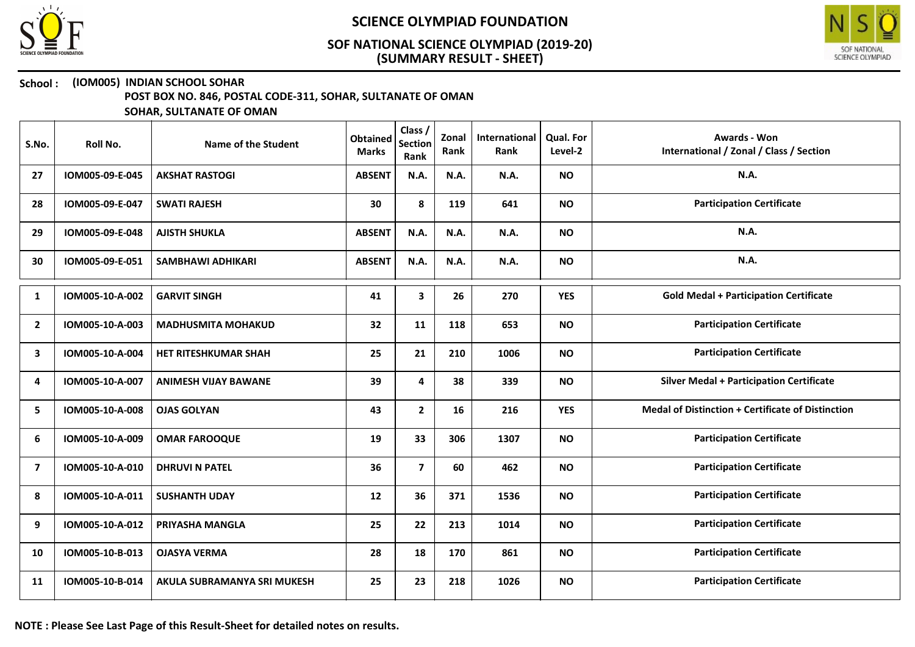**School : (IOM005) INDIAN SCHOOL SOHAR**
**POST BOX NO. 846, POSTAL CODE-311, SOHAR, SULTANATE OF OMAN**
**SOHAR, SULTANATE OF OMAN**

| S.No. | Roll No. | Name of the Student | Obtained Marks | Class / Section Rank | Zonal Rank | International Rank | Qual. For Level-2 | Awards - Won International / Zonal / Class / Section |
|---|---|---|---|---|---|---|---|---|
| 27 | IOM005-09-E-045 | AKSHAT RASTOGI | ABSENT | N.A. | N.A. | N.A. | NO | N.A. |
| 28 | IOM005-09-E-047 | SWATI RAJESH | 30 | 8 | 119 | 641 | NO | Participation Certificate |
| 29 | IOM005-09-E-048 | AJISTH SHUKLA | ABSENT | N.A. | N.A. | N.A. | NO | N.A. |
| 30 | IOM005-09-E-051 | SAMBHAWI ADHIKARI | ABSENT | N.A. | N.A. | N.A. | NO | N.A. |
| 1 | IOM005-10-A-002 | GARVIT SINGH | 41 | 3 | 26 | 270 | YES | Gold Medal + Participation Certificate |
| 2 | IOM005-10-A-003 | MADHUSMITA MOHAKUD | 32 | 11 | 118 | 653 | NO | Participation Certificate |
| 3 | IOM005-10-A-004 | HET RITESHKUMAR SHAH | 25 | 21 | 210 | 1006 | NO | Participation Certificate |
| 4 | IOM005-10-A-007 | ANIMESH VIJAY BAWANE | 39 | 4 | 38 | 339 | NO | Silver Medal + Participation Certificate |
| 5 | IOM005-10-A-008 | OJAS GOLYAN | 43 | 2 | 16 | 216 | YES | Medal of Distinction + Certificate of Distinction |
| 6 | IOM005-10-A-009 | OMAR FAROOQUE | 19 | 33 | 306 | 1307 | NO | Participation Certificate |
| 7 | IOM005-10-A-010 | DHRUVI N PATEL | 36 | 7 | 60 | 462 | NO | Participation Certificate |
| 8 | IOM005-10-A-011 | SUSHANTH UDAY | 12 | 36 | 371 | 1536 | NO | Participation Certificate |
| 9 | IOM005-10-A-012 | PRIYASHA MANGLA | 25 | 22 | 213 | 1014 | NO | Participation Certificate |
| 10 | IOM005-10-B-013 | OJASYA VERMA | 28 | 18 | 170 | 861 | NO | Participation Certificate |
| 11 | IOM005-10-B-014 | AKULA SUBRAMANYA SRI MUKESH | 25 | 23 | 218 | 1026 | NO | Participation Certificate |

**NOTE : Please See Last Page of this Result-Sheet for detailed notes on results.**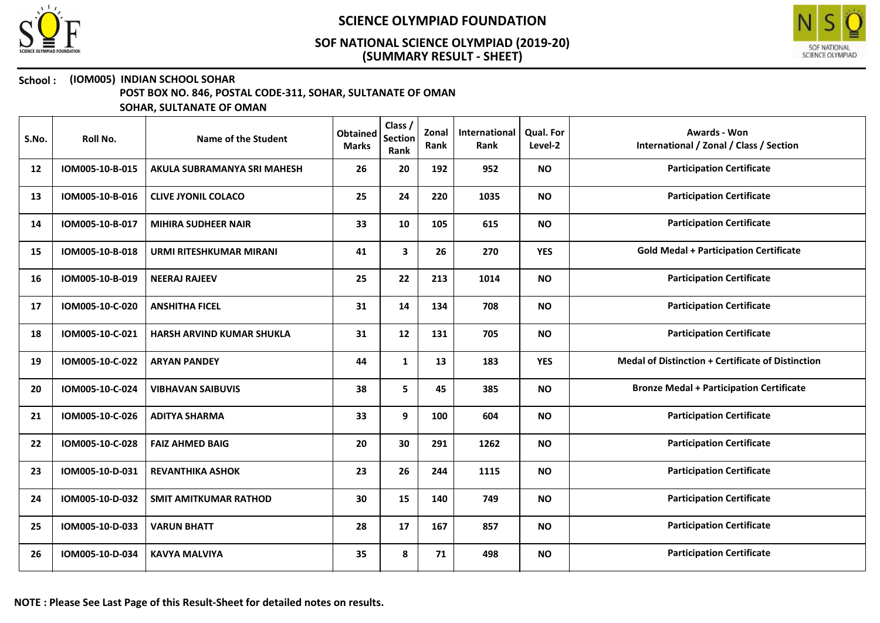# SCIENCE OLYMPIAD FOUNDATION

## SOF NATIONAL SCIENCE OLYMPIAD (2019-20)
## (SUMMARY RESULT - SHEET)

**School :** **(IOM005) INDIAN SCHOOL SOHAR**
**POST BOX NO. 846, POSTAL CODE-311, SOHAR, SULTANATE OF OMAN**
**SOHAR, SULTANATE OF OMAN**

| S.No. | Roll No. | Name of the Student | Obtained Marks | Class / Section Rank | Zonal Rank | International Rank | Qual. For Level-2 | Awards - Won International / Zonal / Class / Section |
|---|---|---|---|---|---|---|---|---|
| 12 | IOM005-10-B-015 | AKULA SUBRAMANYA SRI MAHESH | 26 | 20 | 192 | 952 | NO | Participation Certificate |
| 13 | IOM005-10-B-016 | CLIVE JYONIL COLACO | 25 | 24 | 220 | 1035 | NO | Participation Certificate |
| 14 | IOM005-10-B-017 | MIHIRA SUDHEER NAIR | 33 | 10 | 105 | 615 | NO | Participation Certificate |
| 15 | IOM005-10-B-018 | URMI RITESHKUMAR MIRANI | 41 | 3 | 26 | 270 | YES | Gold Medal + Participation Certificate |
| 16 | IOM005-10-B-019 | NEERAJ RAJEEV | 25 | 22 | 213 | 1014 | NO | Participation Certificate |
| 17 | IOM005-10-C-020 | ANSHITHA FICEL | 31 | 14 | 134 | 708 | NO | Participation Certificate |
| 18 | IOM005-10-C-021 | HARSH ARVIND KUMAR SHUKLA | 31 | 12 | 131 | 705 | NO | Participation Certificate |
| 19 | IOM005-10-C-022 | ARYAN PANDEY | 44 | 1 | 13 | 183 | YES | Medal of Distinction + Certificate of Distinction |
| 20 | IOM005-10-C-024 | VIBHAVAN SAIBUVIS | 38 | 5 | 45 | 385 | NO | Bronze Medal + Participation Certificate |
| 21 | IOM005-10-C-026 | ADITYA SHARMA | 33 | 9 | 100 | 604 | NO | Participation Certificate |
| 22 | IOM005-10-C-028 | FAIZ AHMED BAIG | 20 | 30 | 291 | 1262 | NO | Participation Certificate |
| 23 | IOM005-10-D-031 | REVANTHIKA ASHOK | 23 | 26 | 244 | 1115 | NO | Participation Certificate |
| 24 | IOM005-10-D-032 | SMIT AMITKUMAR RATHOD | 30 | 15 | 140 | 749 | NO | Participation Certificate |
| 25 | IOM005-10-D-033 | VARUN BHATT | 28 | 17 | 167 | 857 | NO | Participation Certificate |
| 26 | IOM005-10-D-034 | KAVYA MALVIYA | 35 | 8 | 71 | 498 | NO | Participation Certificate |

**NOTE : Please See Last Page of this Result-Sheet for detailed notes on results.**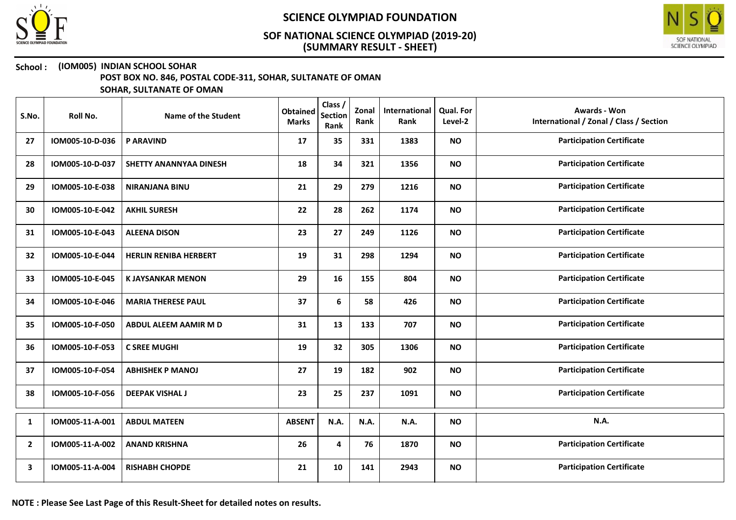# SCIENCE OLYMPIAD FOUNDATION

## SOF NATIONAL SCIENCE OLYMPIAD (2019-20)
## (SUMMARY RESULT - SHEET)

**School :** **(IOM005) INDIAN SCHOOL SOHAR**
**POST BOX NO. 846, POSTAL CODE-311, SOHAR, SULTANATE OF OMAN**
**SOHAR, SULTANATE OF OMAN**

| S.No. | Roll No. | Name of the Student | Obtained Marks | Class / Section Rank | Zonal Rank | International Rank | Qual. For Level-2 | Awards - Won International / Zonal / Class / Section |
|---|---|---|---|---|---|---|---|---|
| 27 | IOM005-10-D-036 | P ARAVIND | 17 | 35 | 331 | 1383 | NO | Participation Certificate |
| 28 | IOM005-10-D-037 | SHETTY ANANNYAA DINESH | 18 | 34 | 321 | 1356 | NO | Participation Certificate |
| 29 | IOM005-10-E-038 | NIRANJANA BINU | 21 | 29 | 279 | 1216 | NO | Participation Certificate |
| 30 | IOM005-10-E-042 | AKHIL SURESH | 22 | 28 | 262 | 1174 | NO | Participation Certificate |
| 31 | IOM005-10-E-043 | ALEENA DISON | 23 | 27 | 249 | 1126 | NO | Participation Certificate |
| 32 | IOM005-10-E-044 | HERLIN RENIBA HERBERT | 19 | 31 | 298 | 1294 | NO | Participation Certificate |
| 33 | IOM005-10-E-045 | K JAYSANKAR MENON | 29 | 16 | 155 | 804 | NO | Participation Certificate |
| 34 | IOM005-10-E-046 | MARIA THERESE PAUL | 37 | 6 | 58 | 426 | NO | Participation Certificate |
| 35 | IOM005-10-F-050 | ABDUL ALEEM AAMIR M D | 31 | 13 | 133 | 707 | NO | Participation Certificate |
| 36 | IOM005-10-F-053 | C SREE MUGHI | 19 | 32 | 305 | 1306 | NO | Participation Certificate |
| 37 | IOM005-10-F-054 | ABHISHEK P MANOJ | 27 | 19 | 182 | 902 | NO | Participation Certificate |
| 38 | IOM005-10-F-056 | DEEPAK VISHAL J | 23 | 25 | 237 | 1091 | NO | Participation Certificate |
| 1 | IOM005-11-A-001 | ABDUL MATEEN | ABSENT | N.A. | N.A. | N.A. | NO | N.A. |
| 2 | IOM005-11-A-002 | ANAND KRISHNA | 26 | 4 | 76 | 1870 | NO | Participation Certificate |
| 3 | IOM005-11-A-004 | RISHABH CHOPDE | 21 | 10 | 141 | 2943 | NO | Participation Certificate |

**NOTE : Please See Last Page of this Result-Sheet for detailed notes on results.**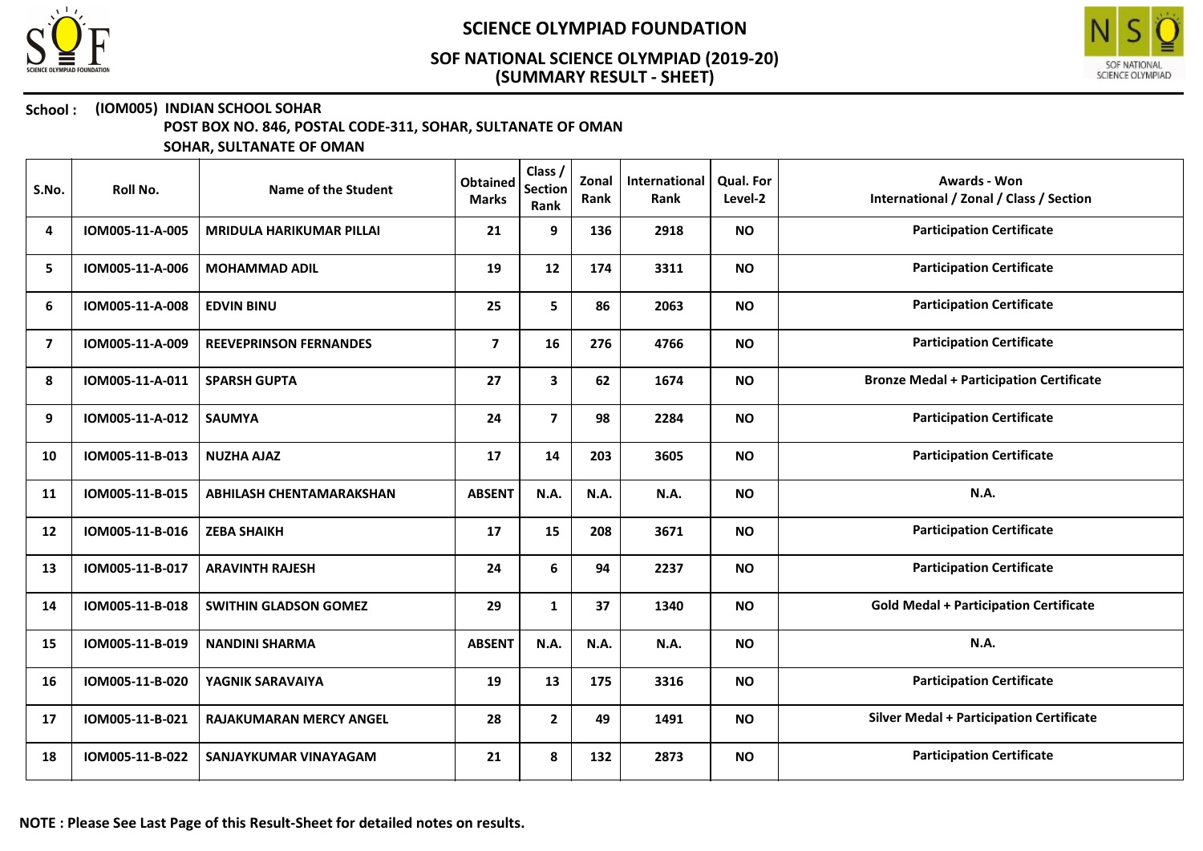# SCIENCE OLYMPIAD FOUNDATION

## SOF NATIONAL SCIENCE OLYMPIAD (2019-20)
## (SUMMARY RESULT - SHEET)

**School : (IOM005) INDIAN SCHOOL SOHAR**
**POST BOX NO. 846, POSTAL CODE-311, SOHAR, SULTANATE OF OMAN**
**SOHAR, SULTANATE OF OMAN**

| S.No. | Roll No. | Name of the Student | Obtained Marks | Class / Section Rank | Zonal Rank | International Rank | Qual. For Level-2 | Awards - Won International / Zonal / Class / Section |
|---|---|---|---|---|---|---|---|---|
| 4 | IOM005-11-A-005 | MRIDULA HARIKUMAR PILLAI | 21 | 9 | 136 | 2918 | NO | Participation Certificate |
| 5 | IOM005-11-A-006 | MOHAMMAD ADIL | 19 | 12 | 174 | 3311 | NO | Participation Certificate |
| 6 | IOM005-11-A-008 | EDVIN BINU | 25 | 5 | 86 | 2063 | NO | Participation Certificate |
| 7 | IOM005-11-A-009 | REEVEPRINSON FERNANDES | 7 | 16 | 276 | 4766 | NO | Participation Certificate |
| 8 | IOM005-11-A-011 | SPARSH GUPTA | 27 | 3 | 62 | 1674 | NO | Bronze Medal + Participation Certificate |
| 9 | IOM005-11-A-012 | SAUMYA | 24 | 7 | 98 | 2284 | NO | Participation Certificate |
| 10 | IOM005-11-B-013 | NUZHA AJAZ | 17 | 14 | 203 | 3605 | NO | Participation Certificate |
| 11 | IOM005-11-B-015 | ABHILASH CHENTAMARAKSHAN | ABSENT | N.A. | N.A. | N.A. | NO | N.A. |
| 12 | IOM005-11-B-016 | ZEBA SHAIKH | 17 | 15 | 208 | 3671 | NO | Participation Certificate |
| 13 | IOM005-11-B-017 | ARAVINTH RAJESH | 24 | 6 | 94 | 2237 | NO | Participation Certificate |
| 14 | IOM005-11-B-018 | SWITHIN GLADSON GOMEZ | 29 | 1 | 37 | 1340 | NO | Gold Medal + Participation Certificate |
| 15 | IOM005-11-B-019 | NANDINI SHARMA | ABSENT | N.A. | N.A. | N.A. | NO | N.A. |
| 16 | IOM005-11-B-020 | YAGNIK SARAVAIYA | 19 | 13 | 175 | 3316 | NO | Participation Certificate |
| 17 | IOM005-11-B-021 | RAJAKUMARAN MERCY ANGEL | 28 | 2 | 49 | 1491 | NO | Silver Medal + Participation Certificate |
| 18 | IOM005-11-B-022 | SANJAYKUMAR VINAYAGAM | 21 | 8 | 132 | 2873 | NO | Participation Certificate |

**NOTE : Please See Last Page of this Result-Sheet for detailed notes on results.**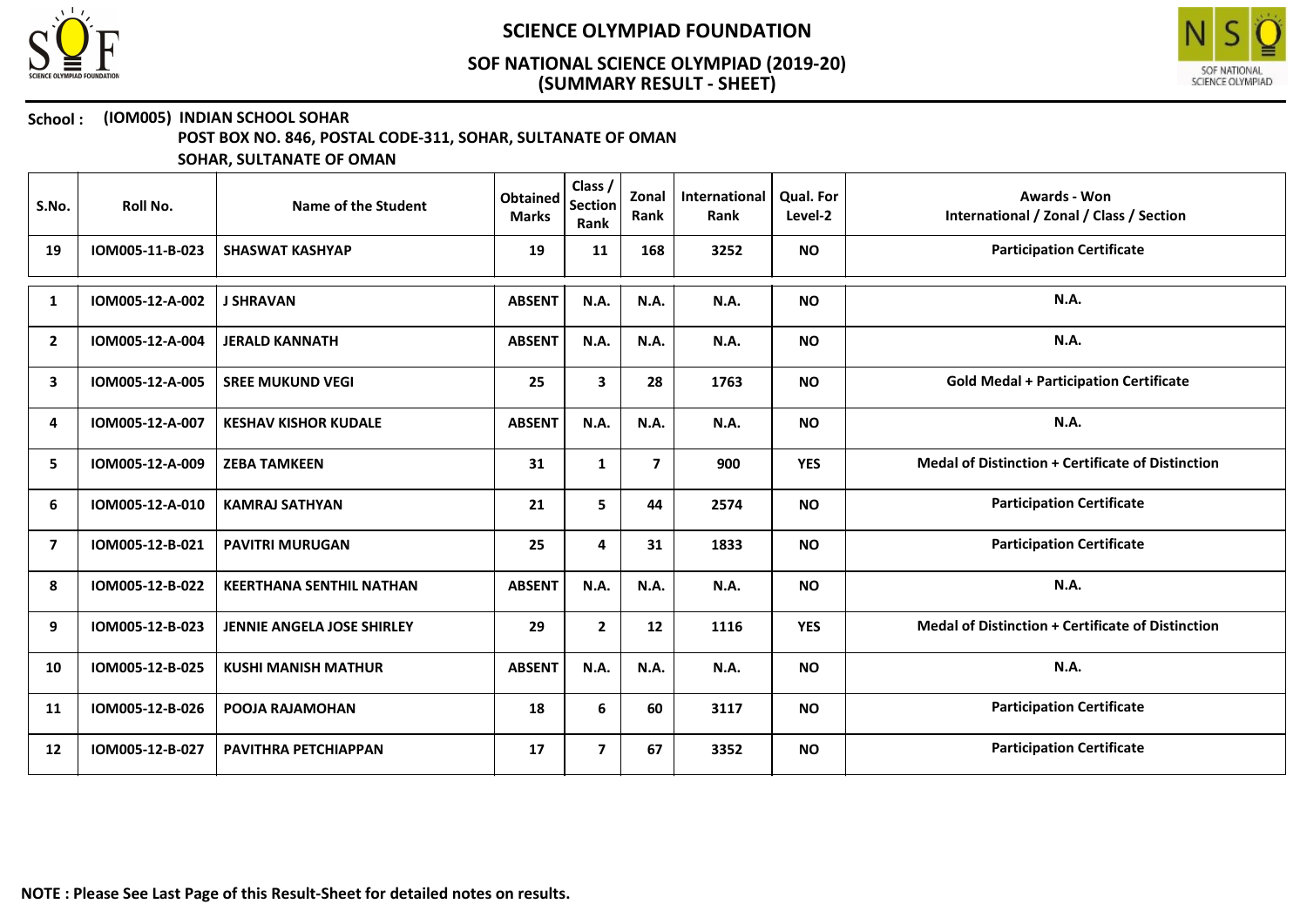# SCIENCE OLYMPIAD FOUNDATION

## SOF NATIONAL SCIENCE OLYMPIAD (2019-20)
## (SUMMARY RESULT - SHEET)

**School : (IOM005) INDIAN SCHOOL SOHAR**
**POST BOX NO. 846, POSTAL CODE-311, SOHAR, SULTANATE OF OMAN**
**SOHAR, SULTANATE OF OMAN**

| S.No. | Roll No. | Name of the Student | Obtained Marks | Class / Section Rank | Zonal Rank | International Rank | Qual. For Level-2 | Awards - Won International / Zonal / Class / Section |
|---|---|---|---|---|---|---|---|---|
| 19 | IOM005-11-B-023 | SHASWAT KASHYAP | 19 | 11 | 168 | 3252 | NO | Participation Certificate |
| 1 | IOM005-12-A-002 | J SHRAVAN | ABSENT | N.A. | N.A. | N.A. | NO | N.A. |
| 2 | IOM005-12-A-004 | JERALD KANNATH | ABSENT | N.A. | N.A. | N.A. | NO | N.A. |
| 3 | IOM005-12-A-005 | SREE MUKUND VEGI | 25 | 3 | 28 | 1763 | NO | Gold Medal + Participation Certificate |
| 4 | IOM005-12-A-007 | KESHAV KISHOR KUDALE | ABSENT | N.A. | N.A. | N.A. | NO | N.A. |
| 5 | IOM005-12-A-009 | ZEBA TAMKEEN | 31 | 1 | 7 | 900 | YES | Medal of Distinction + Certificate of Distinction |
| 6 | IOM005-12-A-010 | KAMRAJ SATHYAN | 21 | 5 | 44 | 2574 | NO | Participation Certificate |
| 7 | IOM005-12-B-021 | PAVITRI MURUGAN | 25 | 4 | 31 | 1833 | NO | Participation Certificate |
| 8 | IOM005-12-B-022 | KEERTHANA SENTHIL NATHAN | ABSENT | N.A. | N.A. | N.A. | NO | N.A. |
| 9 | IOM005-12-B-023 | JENNIE ANGELA JOSE SHIRLEY | 29 | 2 | 12 | 1116 | YES | Medal of Distinction + Certificate of Distinction |
| 10 | IOM005-12-B-025 | KUSHI MANISH MATHUR | ABSENT | N.A. | N.A. | N.A. | NO | N.A. |
| 11 | IOM005-12-B-026 | POOJA RAJAMOHAN | 18 | 6 | 60 | 3117 | NO | Participation Certificate |
| 12 | IOM005-12-B-027 | PAVITHRA PETCHIAPPAN | 17 | 7 | 67 | 3352 | NO | Participation Certificate |

**NOTE : Please See Last Page of this Result-Sheet for detailed notes on results.**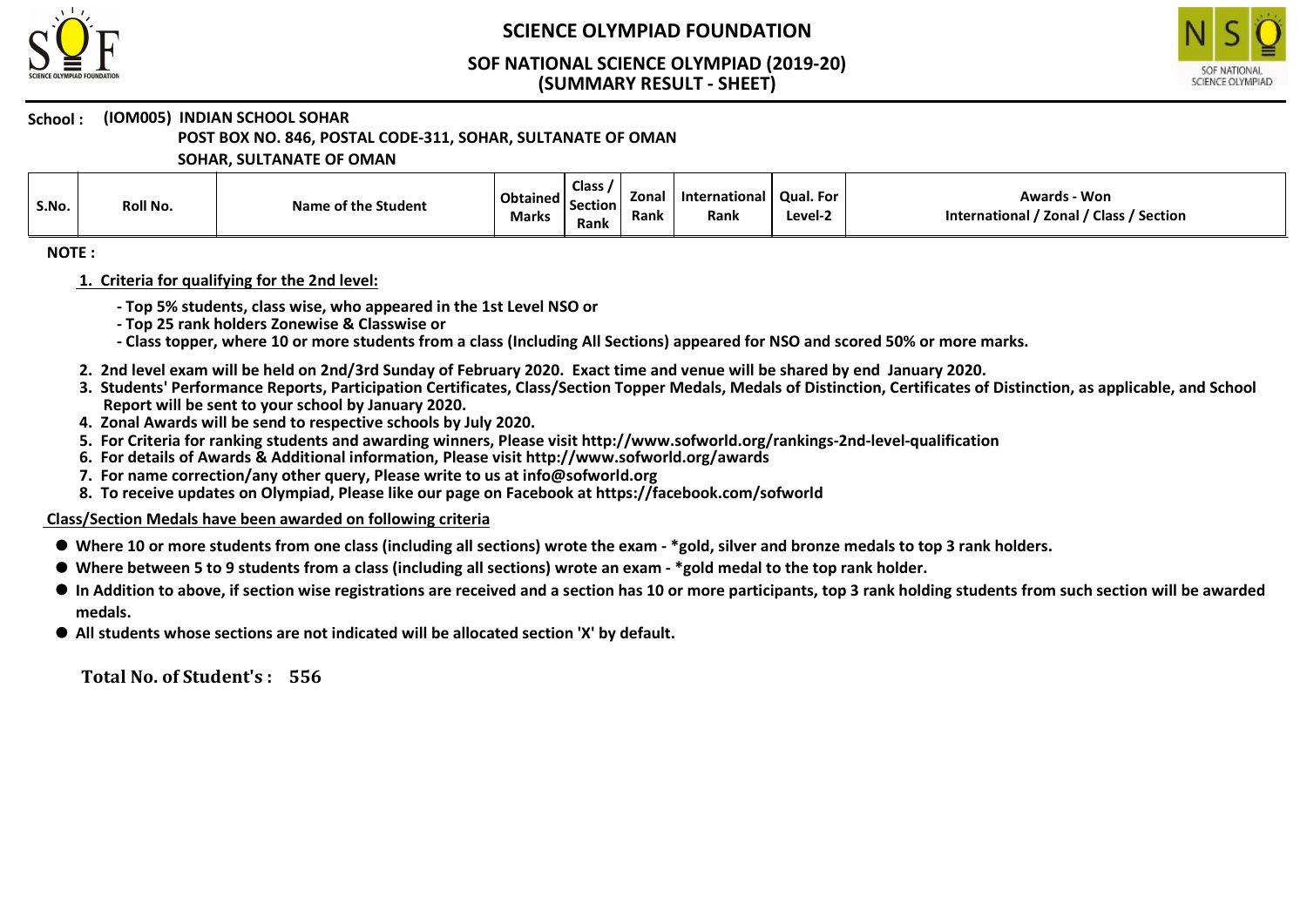# SCIENCE OLYMPIAD FOUNDATION

## SOF NATIONAL SCIENCE OLYMPIAD (2019-20)
## (SUMMARY RESULT - SHEET)

**School : (IOM005) INDIAN SCHOOL SOHAR**
**POST BOX NO. 846, POSTAL CODE-311, SOHAR, SULTANATE OF OMAN**
**SOHAR, SULTANATE OF OMAN**

| S.No. | Roll No. | Name of the Student | Obtained Marks | Class / Section Rank | Zonal Rank | International Rank | Qual. For Level-2 | Awards - Won International / Zonal / Class / Section |
|---|---|---|---|---|---|---|---|---|

**NOTE :**

**1. Criteria for qualifying for the 2nd level:**

- **Top 5% students, class wise, who appeared in the 1st Level NSO or**
- **Top 25 rank holders Zonewise & Classwise or**
- **Class topper, where 10 or more students from a class (Including All Sections) appeared for NSO and scored 50% or more marks.**

**2. 2nd level exam will be held on 2nd/3rd Sunday of February 2020. Exact time and venue will be shared by end January 2020.**
**3. Students' Performance Reports, Participation Certificates, Class/Section Topper Medals, Medals of Distinction, Certificates of Distinction, as applicable, and School Report will be sent to your school by January 2020.**
**4. Zonal Awards will be send to respective schools by July 2020.**
**5. For Criteria for ranking students and awarding winners, Please visit http://www.sofworld.org/rankings-2nd-level-qualification**
**6. For details of Awards & Additional information, Please visit http://www.sofworld.org/awards**
**7. For name correction/any other query, Please write to us at info@sofworld.org**
**8. To receive updates on Olympiad, Please like our page on Facebook at https://facebook.com/sofworld**

**Class/Section Medals have been awarded on following criteria**

- **Where 10 or more students from one class (including all sections) wrote the exam - *gold, silver and bronze medals to top 3 rank holders.**
- **Where between 5 to 9 students from a class (including all sections) wrote an exam - *gold medal to the top rank holder.**
- **In Addition to above, if section wise registrations are received and a section has 10 or more participants, top 3 rank holding students from such section will be awarded medals.**
- **All students whose sections are not indicated will be allocated section 'X' by default.**

**Total No. of Student's : 556**